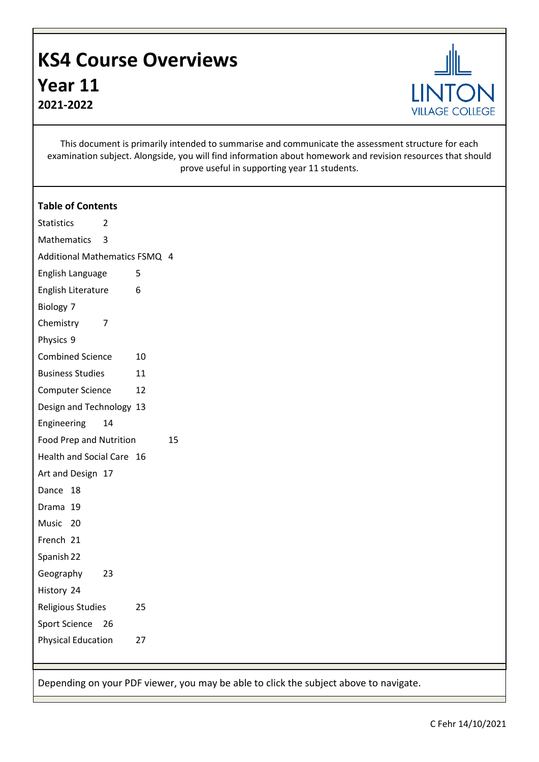# KS4 Course Overviews

## Year 11

### 2021-2022

LINTON VILLAGE COLLEGE

This document is primarily intended to summarise and communicate the assessment structure for each examination subject. Alongside, you will find information about homework and revision resources that should prove useful in supporting year 11 students.

**Table of Contents**

| Subject | Page |
|---|---|
| Statistics | 2 |
| Mathematics | 3 |
| Additional Mathematics FSMQ | 4 |
| English Language | 5 |
| English Literature | 6 |
| Biology | 7 |
| Chemistry | 7 |
| Physics | 9 |
| Combined Science | 10 |
| Business Studies | 11 |
| Computer Science | 12 |
| Design and Technology | 13 |
| Engineering | 14 |
| Food Prep and Nutrition | 15 |
| Health and Social Care | 16 |
| Art and Design | 17 |
| Dance | 18 |
| Drama | 19 |
| Music | 20 |
| French | 21 |
| Spanish | 22 |
| Geography | 23 |
| History | 24 |
| Religious Studies | 25 |
| Sport Science | 26 |
| Physical Education | 27 |

Depending on your PDF viewer, you may be able to click the subject above to navigate.

C Fehr 14/10/2021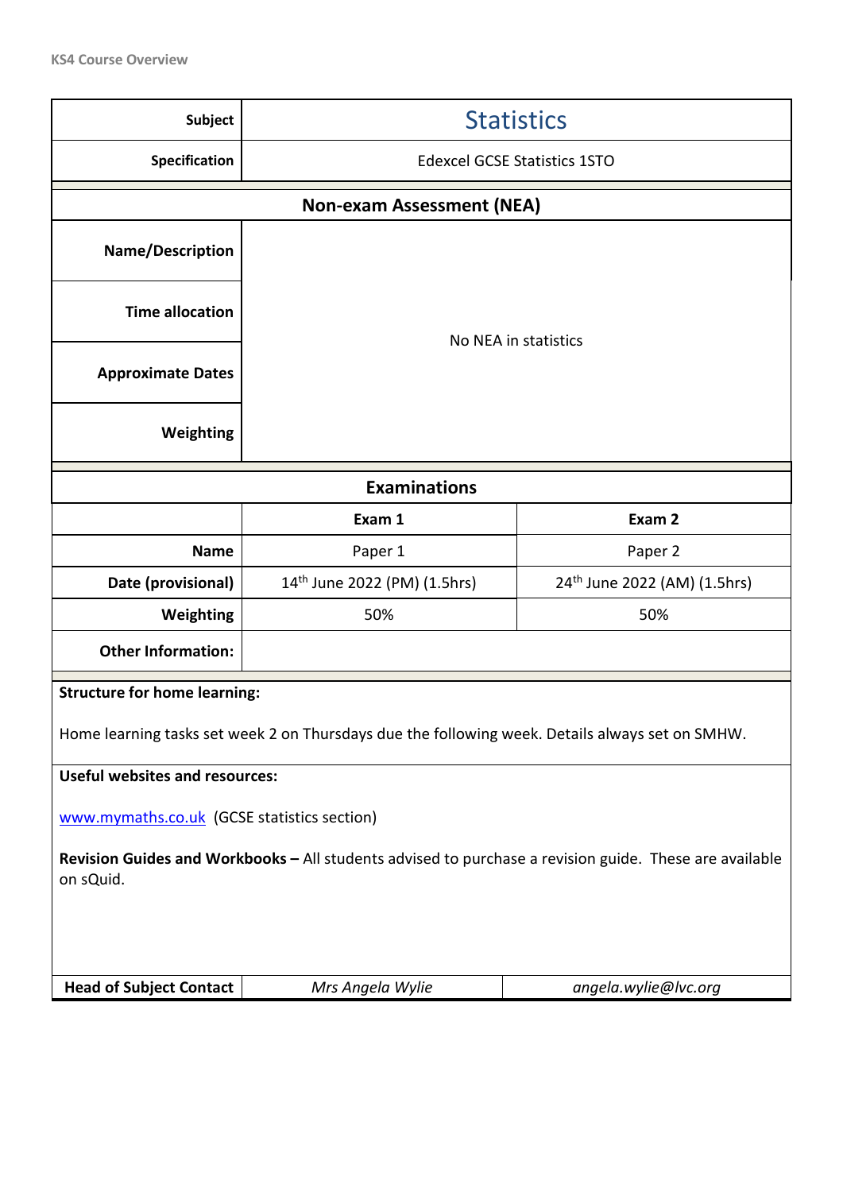KS4 Course Overview

| Subject | Statistics | |
|---|---|---|
| Specification | Edexcel GCSE Statistics 1STO | |
| **Non-exam Assessment (NEA)** | | |
| Name/Description | No NEA in statistics | |
| Time allocation | | |
| Approximate Dates | | |
| Weighting | | |
| **Examinations** | | |
| | **Exam 1** | **Exam 2** |
| Name | Paper 1 | Paper 2 |
| Date (provisional) | 14th June 2022 (PM) (1.5hrs) | 24th June 2022 (AM) (1.5hrs) |
| Weighting | 50% | 50% |
| Other Information: | | |

**Structure for home learning:**

Home learning tasks set week 2 on Thursdays due the following week. Details always set on SMHW.

**Useful websites and resources:**

www.mymaths.co.uk (GCSE statistics section)

**Revision Guides and Workbooks –** All students advised to purchase a revision guide. These are available on sQuid.

| Head of Subject Contact | *Mrs Angela Wylie* | *angela.wylie@lvc.org* |
|---|---|---|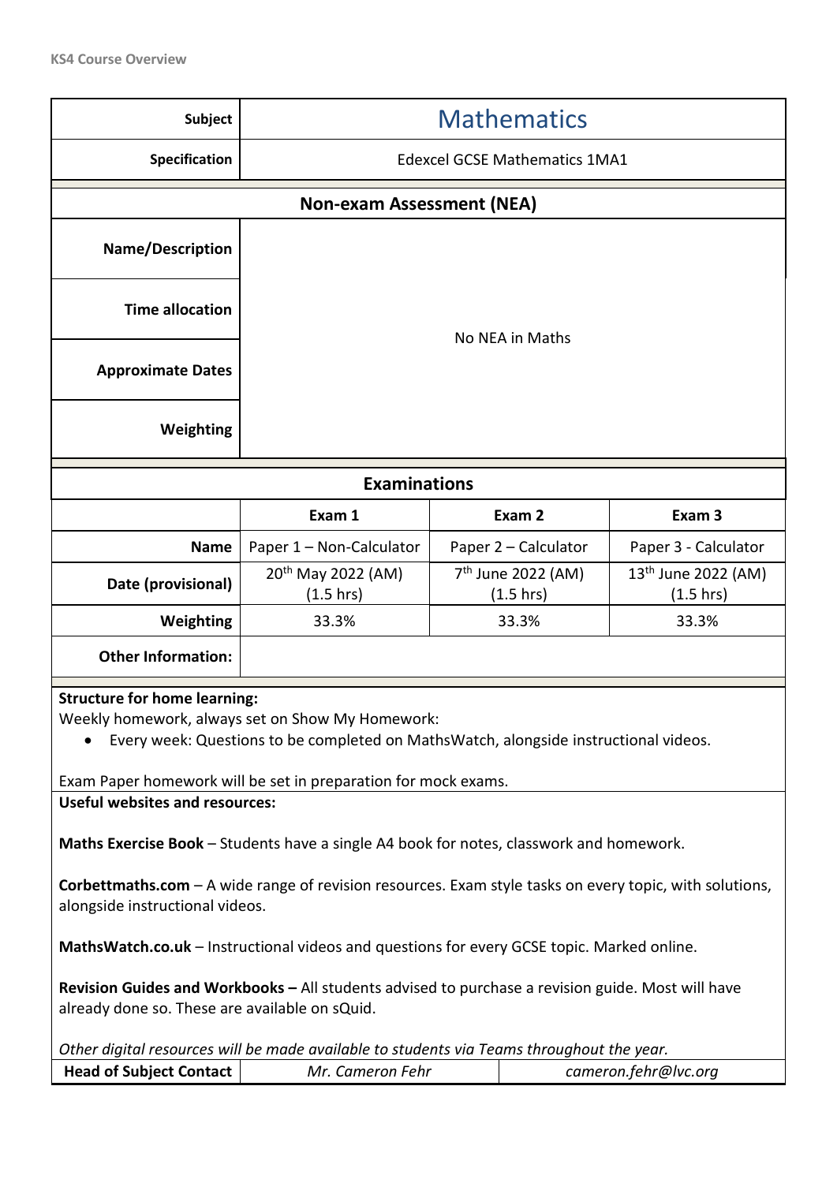| Subject | Mathematics |
|---|---|
| Specification | Edexcel GCSE Mathematics 1MA1 |

**Non-exam Assessment (NEA)**

| | |
|---|---|
| **Name/Description** | No NEA in Maths |
| **Time allocation** | |
| **Approximate Dates** | |
| **Weighting** | |

**Examinations**

| | Exam 1 | Exam 2 | Exam 3 |
|---|---|---|---|
| **Name** | Paper 1 – Non-Calculator | Paper 2 – Calculator | Paper 3 - Calculator |
| **Date (provisional)** | 20th May 2022 (AM) (1.5 hrs) | 7th June 2022 (AM) (1.5 hrs) | 13th June 2022 (AM) (1.5 hrs) |
| **Weighting** | 33.3% | 33.3% | 33.3% |
| **Other Information:** | | | |

**Structure for home learning:**

Weekly homework, always set on Show My Homework:

- Every week: Questions to be completed on MathsWatch, alongside instructional videos.

Exam Paper homework will be set in preparation for mock exams.

**Useful websites and resources:**

**Maths Exercise Book** – Students have a single A4 book for notes, classwork and homework.

**Corbettmaths.com** – A wide range of revision resources. Exam style tasks on every topic, with solutions, alongside instructional videos.

**MathsWatch.co.uk** – Instructional videos and questions for every GCSE topic. Marked online.

**Revision Guides and Workbooks –** All students advised to purchase a revision guide. Most will have already done so. These are available on sQuid.

*Other digital resources will be made available to students via Teams throughout the year.*

| Head of Subject Contact | *Mr. Cameron Fehr* | *cameron.fehr@lvc.org* |
|---|---|---|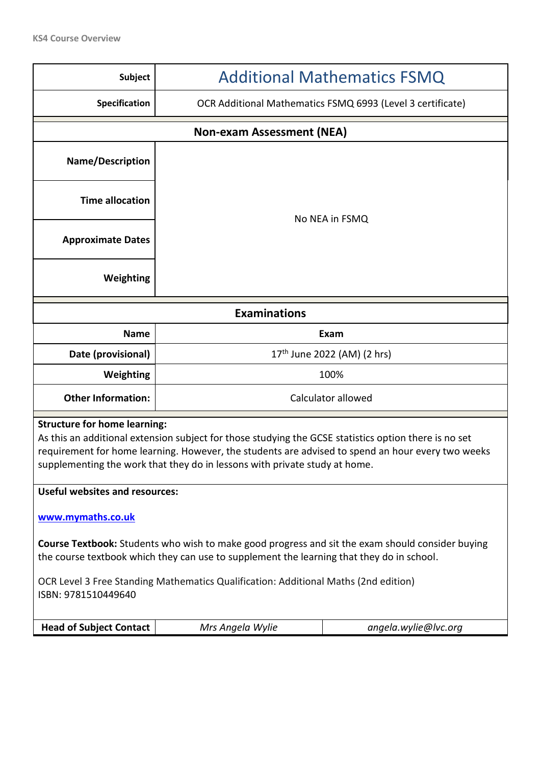KS4 Course Overview

| Subject | Additional Mathematics FSMQ |
|---|---|
| Specification | OCR Additional Mathematics FSMQ 6993 (Level 3 certificate) |

| Non-exam Assessment (NEA) | |
|---|---|
| Name/Description | No NEA in FSMQ |
| Time allocation | |
| Approximate Dates | |
| Weighting | |

| Examinations | |
|---|---|
| Name | Exam |
| Date (provisional) | 17th June 2022 (AM) (2 hrs) |
| Weighting | 100% |
| Other Information: | Calculator allowed |

**Structure for home learning:**
As this an additional extension subject for those studying the GCSE statistics option there is no set requirement for home learning. However, the students are advised to spend an hour every two weeks supplementing the work that they do in lessons with private study at home.

**Useful websites and resources:**

www.mymaths.co.uk

**Course Textbook:** Students who wish to make good progress and sit the exam should consider buying the course textbook which they can use to supplement the learning that they do in school.

OCR Level 3 Free Standing Mathematics Qualification: Additional Maths (2nd edition)
ISBN: 9781510449640

| Head of Subject Contact | *Mrs Angela Wylie* | *angela.wylie@lvc.org* |
|---|---|---|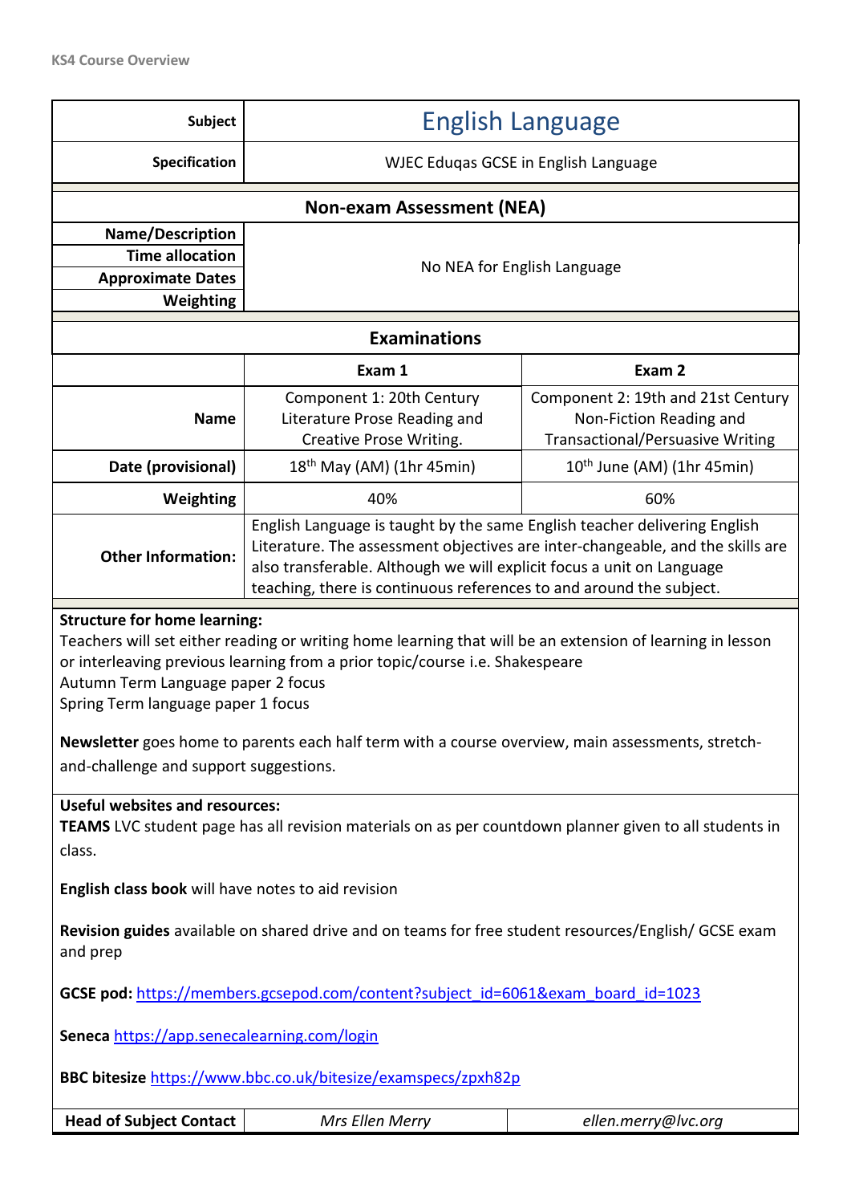KS4 Course Overview

| Subject | English Language | |
|---|---|---|
| Specification | WJEC Eduqas GCSE in English Language | |
| **Non-exam Assessment (NEA)** | | |
| Name/Description | No NEA for English Language | |
| Time allocation | | |
| Approximate Dates | | |
| Weighting | | |
| **Examinations** | | |
| | **Exam 1** | **Exam 2** |
| Name | Component 1: 20th Century Literature Prose Reading and Creative Prose Writing. | Component 2: 19th and 21st Century Non-Fiction Reading and Transactional/Persuasive Writing |
| Date (provisional) | 18th May (AM) (1hr 45min) | 10th June (AM) (1hr 45min) |
| Weighting | 40% | 60% |
| Other Information: | English Language is taught by the same English teacher delivering English Literature. The assessment objectives are inter-changeable, and the skills are also transferable. Although we will explicit focus a unit on Language teaching, there is continuous references to and around the subject. | |

**Structure for home learning:**
Teachers will set either reading or writing home learning that will be an extension of learning in lesson or interleaving previous learning from a prior topic/course i.e. Shakespeare
Autumn Term Language paper 2 focus
Spring Term language paper 1 focus

**Newsletter** goes home to parents each half term with a course overview, main assessments, stretch-and-challenge and support suggestions.

**Useful websites and resources:**
**TEAMS** LVC student page has all revision materials on as per countdown planner given to all students in class.

**English class book** will have notes to aid revision

**Revision guides** available on shared drive and on teams for free student resources/English/ GCSE exam and prep

**GCSE pod:** https://members.gcsepod.com/content?subject_id=6061&exam_board_id=1023

**Seneca** https://app.senecalearning.com/login

**BBC bitesize** https://www.bbc.co.uk/bitesize/examspecs/zpxh82p

| Head of Subject Contact | *Mrs Ellen Merry* | *ellen.merry@lvc.org* |
|---|---|---|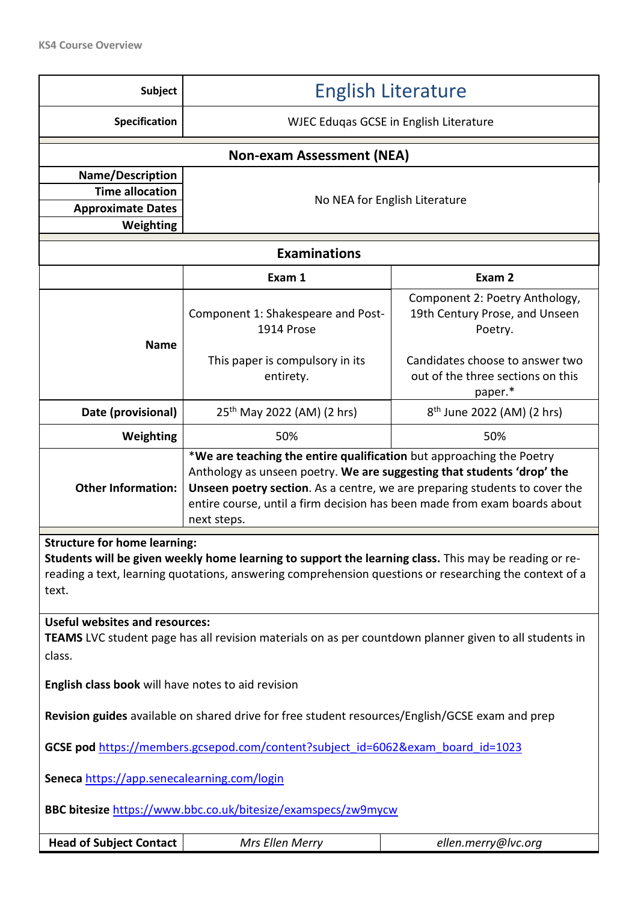KS4 Course Overview

| Subject | English Literature | |
|---|---|---|
| **Specification** | WJEC Eduqas GCSE in English Literature | |
| **Non-exam Assessment (NEA)** | | |
| **Name/Description** **Time allocation** **Approximate Dates** **Weighting** | No NEA for English Literature | |
| **Examinations** | | |
| | **Exam 1** | **Exam 2** |
| **Name** | Component 1: Shakespeare and Post-1914 Prose<br><br>This paper is compulsory in its entirety. | Component 2: Poetry Anthology, 19th Century Prose, and Unseen Poetry.<br><br>Candidates choose to answer two out of the three sections on this paper.* |
| **Date (provisional)** | 25th May 2022 (AM) (2 hrs) | 8th June 2022 (AM) (2 hrs) |
| **Weighting** | 50% | 50% |
| **Other Information:** | *__We are teaching the entire qualification__ but approaching the Poetry Anthology as unseen poetry. **We are suggesting that students 'drop' the Unseen poetry section**. As a centre, we are preparing students to cover the entire course, until a firm decision has been made from exam boards about next steps. | |

**Structure for home learning:**
**Students will be given weekly home learning to support the learning class.** This may be reading or re-reading a text, learning quotations, answering comprehension questions or researching the context of a text.

**Useful websites and resources:**
**TEAMS** LVC student page has all revision materials on as per countdown planner given to all students in class.

**English class book** will have notes to aid revision

**Revision guides** available on shared drive for free student resources/English/GCSE exam and prep

**GCSE pod** https://members.gcsepod.com/content?subject_id=6062&exam_board_id=1023

**Seneca** https://app.senecalearning.com/login

**BBC bitesize** https://www.bbc.co.uk/bitesize/examspecs/zw9mycw

| **Head of Subject Contact** | *Mrs Ellen Merry* | *ellen.merry@lvc.org* |
|---|---|---|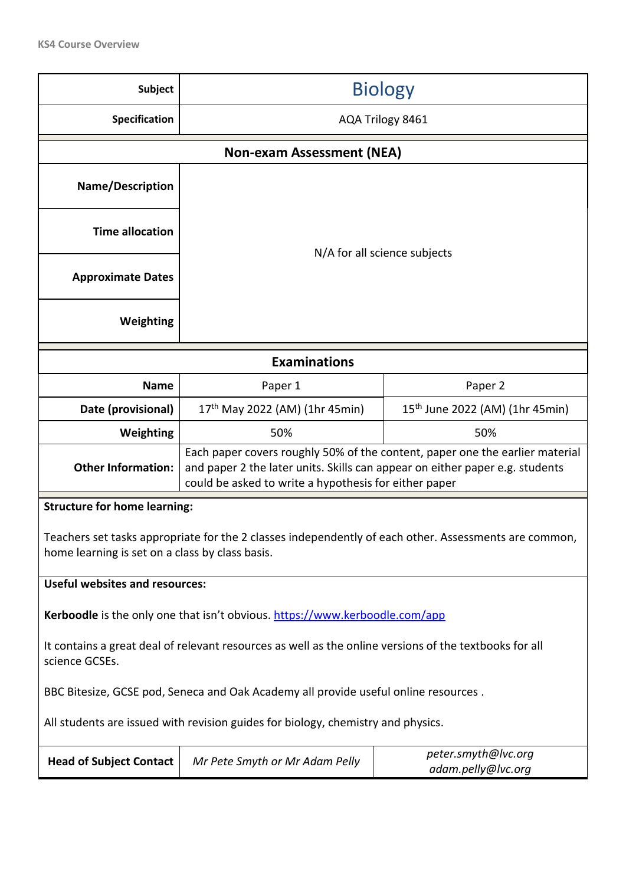KS4 Course Overview

| Subject | Biology | |
|---|---|---|
| **Specification** | AQA Trilogy 8461 | |

**Non-exam Assessment (NEA)**

| | |
|---|---|
| **Name/Description** | N/A for all science subjects |
| **Time allocation** | |
| **Approximate Dates** | |
| **Weighting** | |

**Examinations**

| **Name** | Paper 1 | Paper 2 |
|---|---|---|
| **Date (provisional)** | 17th May 2022 (AM) (1hr 45min) | 15th June 2022 (AM) (1hr 45min) |
| **Weighting** | 50% | 50% |
| **Other Information:** | Each paper covers roughly 50% of the content, paper one the earlier material and paper 2 the later units. Skills can appear on either paper e.g. students could be asked to write a hypothesis for either paper | |

**Structure for home learning:**

Teachers set tasks appropriate for the 2 classes independently of each other. Assessments are common, home learning is set on a class by class basis.

**Useful websites and resources:**

**Kerboodle** is the only one that isn't obvious. https://www.kerboodle.com/app

It contains a great deal of relevant resources as well as the online versions of the textbooks for all science GCSEs.

BBC Bitesize, GCSE pod, Seneca and Oak Academy all provide useful online resources .

All students are issued with revision guides for biology, chemistry and physics.

| **Head of Subject Contact** | *Mr Pete Smyth or Mr Adam Pelly* | *peter.smyth@lvc.org* *adam.pelly@lvc.org* |
|---|---|---|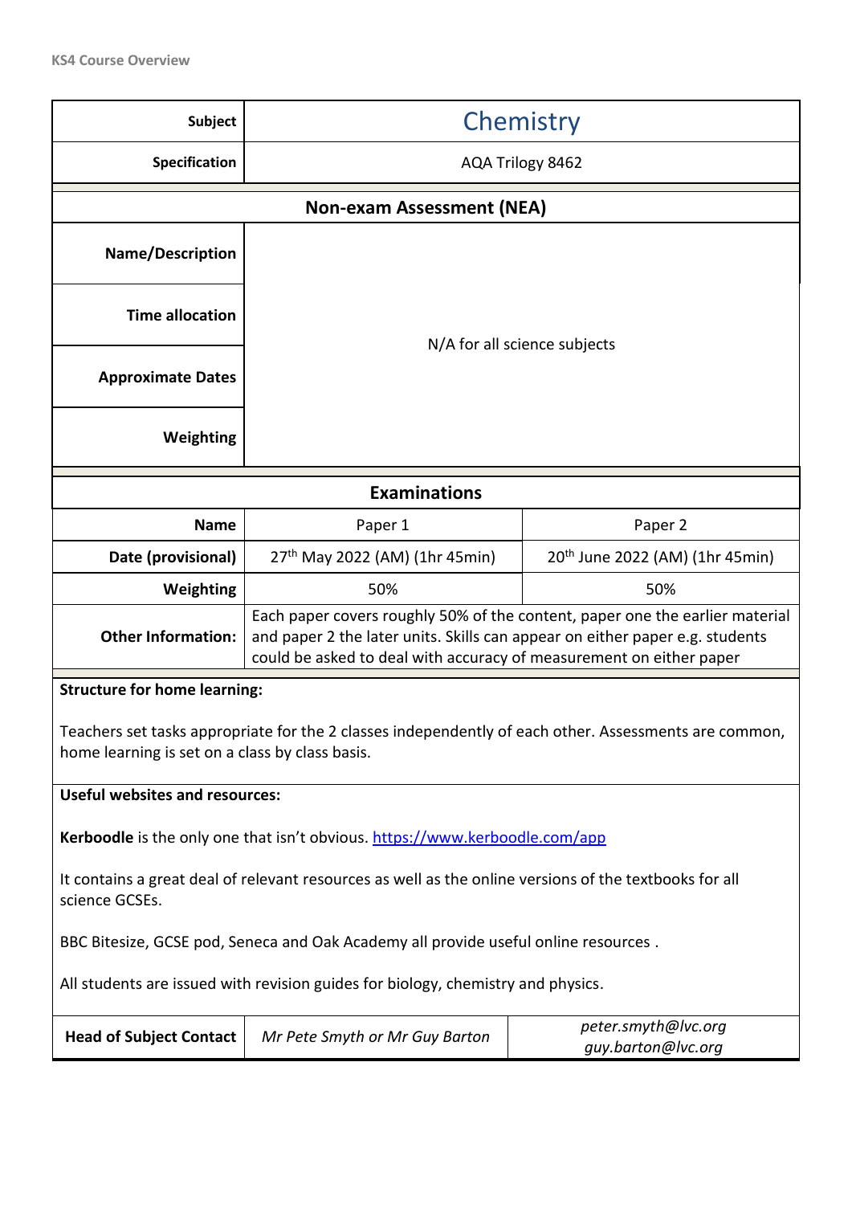KS4 Course Overview

| Subject | Chemistry | |
|---|---|---|
| Specification | AQA Trilogy 8462 | |
| **Non-exam Assessment (NEA)** | | |
| Name/Description | N/A for all science subjects | |
| Time allocation | | |
| Approximate Dates | | |
| Weighting | | |
| **Examinations** | | |
| Name | Paper 1 | Paper 2 |
| Date (provisional) | 27th May 2022 (AM) (1hr 45min) | 20th June 2022 (AM) (1hr 45min) |
| Weighting | 50% | 50% |
| Other Information: | Each paper covers roughly 50% of the content, paper one the earlier material and paper 2 the later units. Skills can appear on either paper e.g. students could be asked to deal with accuracy of measurement on either paper | |

**Structure for home learning:**

Teachers set tasks appropriate for the 2 classes independently of each other. Assessments are common, home learning is set on a class by class basis.

**Useful websites and resources:**

**Kerboodle** is the only one that isn't obvious. https://www.kerboodle.com/app

It contains a great deal of relevant resources as well as the online versions of the textbooks for all science GCSEs.

BBC Bitesize, GCSE pod, Seneca and Oak Academy all provide useful online resources .

All students are issued with revision guides for biology, chemistry and physics.

| Head of Subject Contact | *Mr Pete Smyth or Mr Guy Barton* | *peter.smyth@lvc.org guy.barton@lvc.org* |
|---|---|---|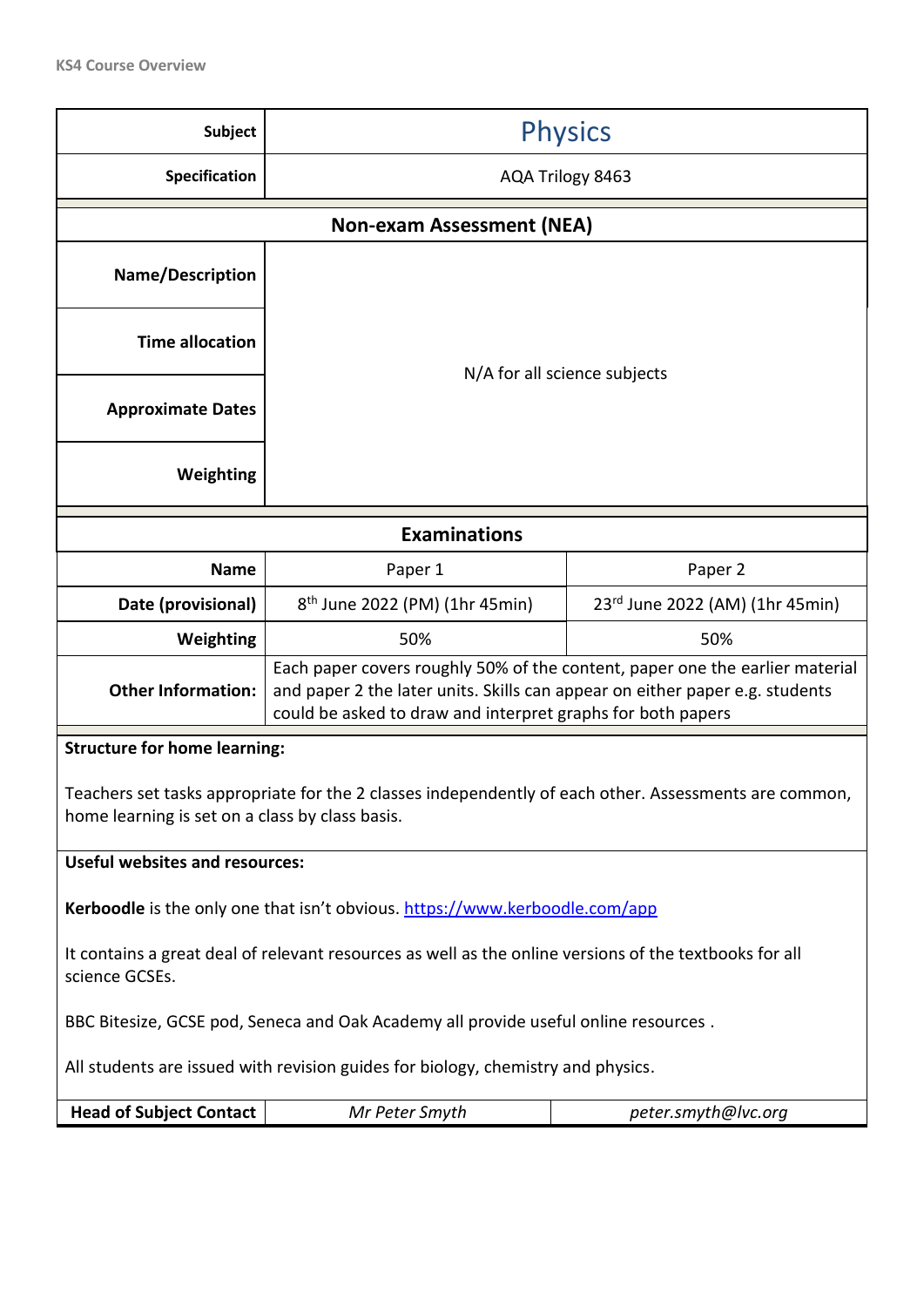KS4 Course Overview

| Subject | Physics | |
| --- | --- | --- |
| **Specification** | AQA Trilogy 8463 | |
| **Non-exam Assessment (NEA)** | | |
| **Name/Description** | N/A for all science subjects | |
| **Time allocation** | | |
| **Approximate Dates** | | |
| **Weighting** | | |
| **Examinations** | | |
| **Name** | Paper 1 | Paper 2 |
| **Date (provisional)** | 8th June 2022 (PM) (1hr 45min) | 23rd June 2022 (AM) (1hr 45min) |
| **Weighting** | 50% | 50% |
| **Other Information:** | Each paper covers roughly 50% of the content, paper one the earlier material and paper 2 the later units. Skills can appear on either paper e.g. students could be asked to draw and interpret graphs for both papers | |

**Structure for home learning:**

Teachers set tasks appropriate for the 2 classes independently of each other. Assessments are common, home learning is set on a class by class basis.

**Useful websites and resources:**

**Kerboodle** is the only one that isn't obvious. https://www.kerboodle.com/app

It contains a great deal of relevant resources as well as the online versions of the textbooks for all science GCSEs.

BBC Bitesize, GCSE pod, Seneca and Oak Academy all provide useful online resources .

All students are issued with revision guides for biology, chemistry and physics.

| Head of Subject Contact | *Mr Peter Smyth* | *peter.smyth@lvc.org* |
| --- | --- | --- |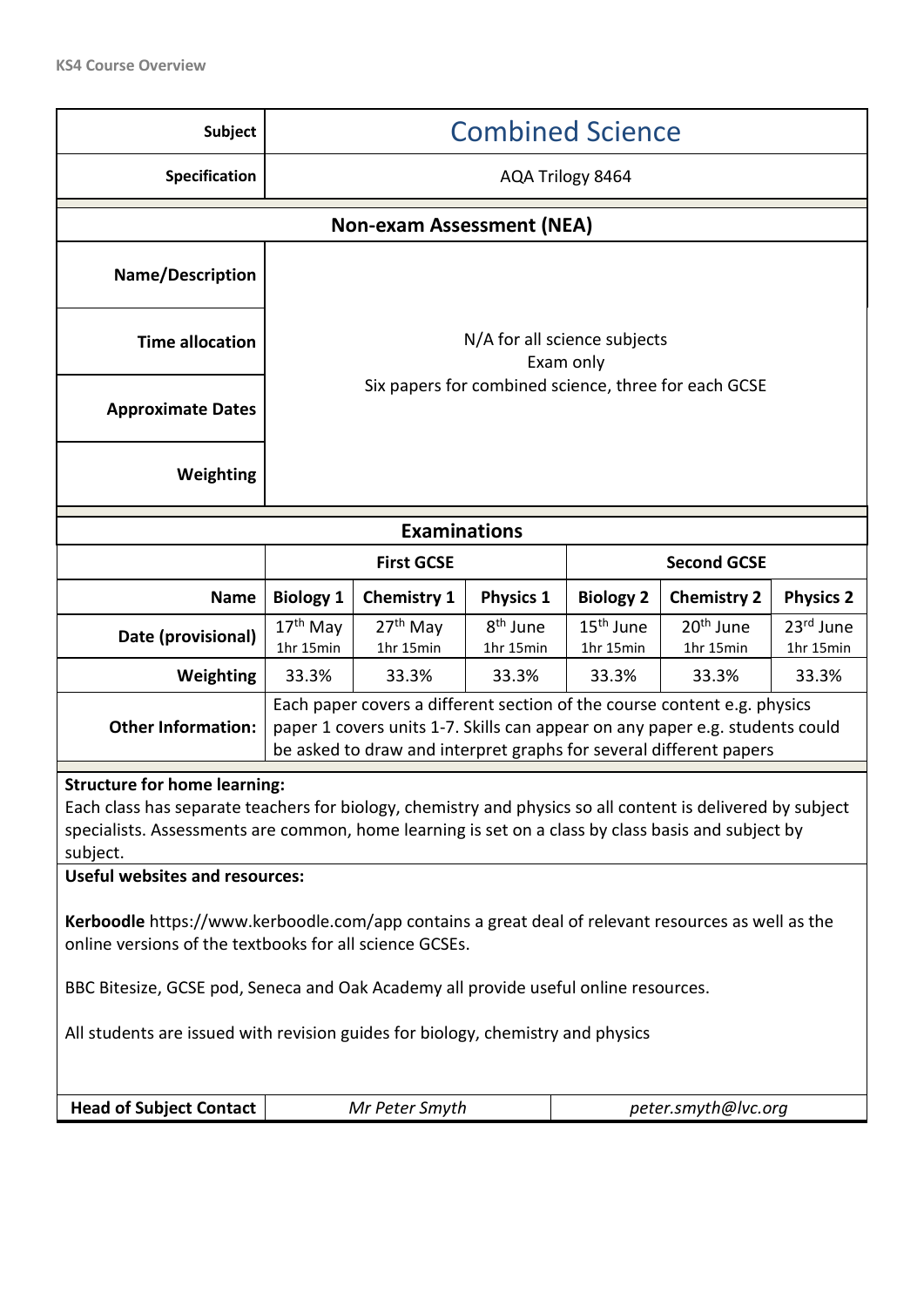| Subject | Combined Science | | | | | |
|---|---|---|---|---|---|---|
| Specification | AQA Trilogy 8464 | | | | | |

**Non-exam Assessment (NEA)**

| | |
|---|---|
| Name/Description | N/A for all science subjects<br>Exam only<br>Six papers for combined science, three for each GCSE |
| Time allocation | |
| Approximate Dates | |
| Weighting | |

**Examinations**

| | First GCSE | | | Second GCSE | | |
|---|---|---|---|---|---|---|
| Name | Biology 1 | Chemistry 1 | Physics 1 | Biology 2 | Chemistry 2 | Physics 2 |
| Date (provisional) | 17th May<br>1hr 15min | 27th May<br>1hr 15min | 8th June<br>1hr 15min | 15th June<br>1hr 15min | 20th June<br>1hr 15min | 23rd June<br>1hr 15min |
| Weighting | 33.3% | 33.3% | 33.3% | 33.3% | 33.3% | 33.3% |
| Other Information: | Each paper covers a different section of the course content e.g. physics paper 1 covers units 1-7. Skills can appear on any paper e.g. students could be asked to draw and interpret graphs for several different papers | | | | | |

**Structure for home learning:**
Each class has separate teachers for biology, chemistry and physics so all content is delivered by subject specialists. Assessments are common, home learning is set on a class by class basis and subject by subject.

**Useful websites and resources:**

**Kerboodle** https://www.kerboodle.com/app contains a great deal of relevant resources as well as the online versions of the textbooks for all science GCSEs.

BBC Bitesize, GCSE pod, Seneca and Oak Academy all provide useful online resources.

All students are issued with revision guides for biology, chemistry and physics

| Head of Subject Contact | *Mr Peter Smyth* | *peter.smyth@lvc.org* |
|---|---|---|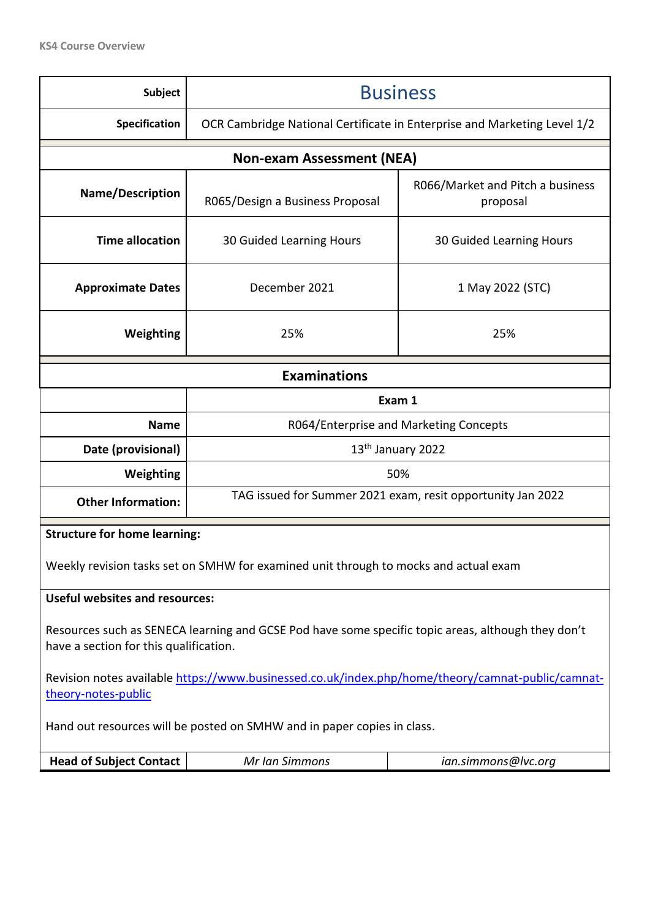KS4 Course Overview

| Subject | Business | |
|---|---|---|
| Specification | OCR Cambridge National Certificate in Enterprise and Marketing Level 1/2 | |
| **Non-exam Assessment (NEA)** | | |
| Name/Description | R065/Design a Business Proposal | R066/Market and Pitch a business proposal |
| Time allocation | 30 Guided Learning Hours | 30 Guided Learning Hours |
| Approximate Dates | December 2021 | 1 May 2022 (STC) |
| Weighting | 25% | 25% |

| **Examinations** | |
|---|---|
| | **Exam 1** |
| Name | R064/Enterprise and Marketing Concepts |
| Date (provisional) | 13th January 2022 |
| Weighting | 50% |
| Other Information: | TAG issued for Summer 2021 exam, resit opportunity Jan 2022 |

**Structure for home learning:**

Weekly revision tasks set on SMHW for examined unit through to mocks and actual exam

**Useful websites and resources:**

Resources such as SENECA learning and GCSE Pod have some specific topic areas, although they don't have a section for this qualification.

Revision notes available https://www.businessed.co.uk/index.php/home/theory/camnat-public/camnat-theory-notes-public

Hand out resources will be posted on SMHW and in paper copies in class.

| Head of Subject Contact | *Mr Ian Simmons* | *ian.simmons@lvc.org* |
|---|---|---|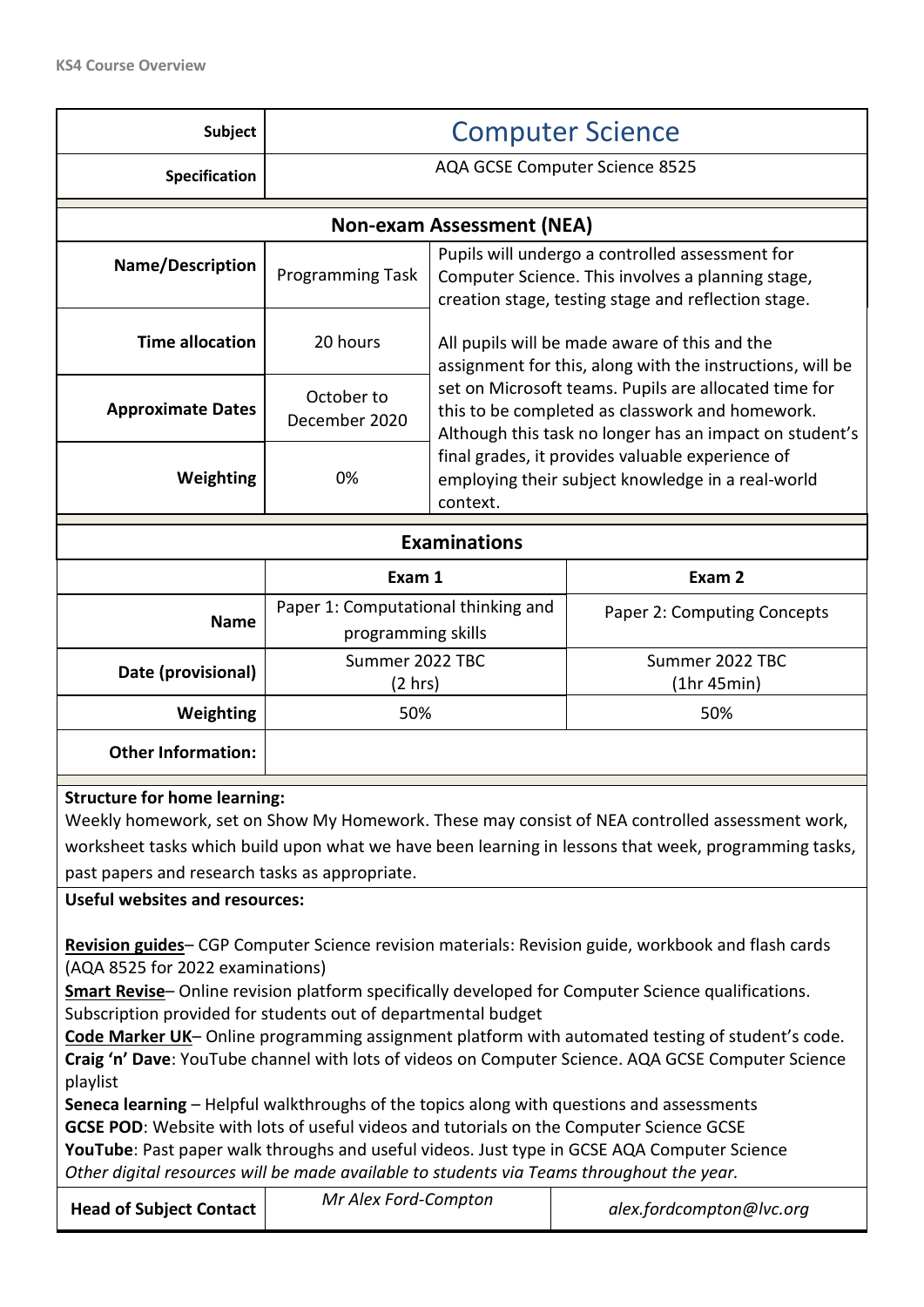KS4 Course Overview

| Subject | Computer Science | |
|---|---|---|
| Specification | AQA GCSE Computer Science 8525 | |

## Non-exam Assessment (NEA)

| Name/Description | Programming Task | Pupils will undergo a controlled assessment for Computer Science. This involves a planning stage, creation stage, testing stage and reflection stage. All pupils will be made aware of this and the assignment for this, along with the instructions, will be set on Microsoft teams. Pupils are allocated time for this to be completed as classwork and homework. Although this task no longer has an impact on student's final grades, it provides valuable experience of employing their subject knowledge in a real-world context. |
|---|---|---|
| Time allocation | 20 hours | |
| Approximate Dates | October to December 2020 | |
| Weighting | 0% | |

## Examinations

| | Exam 1 | Exam 2 |
|---|---|---|
| Name | Paper 1: Computational thinking and programming skills | Paper 2: Computing Concepts |
| Date (provisional) | Summer 2022 TBC (2 hrs) | Summer 2022 TBC (1hr 45min) |
| Weighting | 50% | 50% |
| Other Information: | | |

**Structure for home learning:**
Weekly homework, set on Show My Homework. These may consist of NEA controlled assessment work, worksheet tasks which build upon what we have been learning in lessons that week, programming tasks, past papers and research tasks as appropriate.

**Useful websites and resources:**

**Revision guides**– CGP Computer Science revision materials: Revision guide, workbook and flash cards (AQA 8525 for 2022 examinations)
**Smart Revise**– Online revision platform specifically developed for Computer Science qualifications. Subscription provided for students out of departmental budget
**Code Marker UK**– Online programming assignment platform with automated testing of student's code.
**Craig 'n' Dave**: YouTube channel with lots of videos on Computer Science. AQA GCSE Computer Science playlist
**Seneca learning** – Helpful walkthroughs of the topics along with questions and assessments
**GCSE POD**: Website with lots of useful videos and tutorials on the Computer Science GCSE
**YouTube**: Past paper walk throughs and useful videos. Just type in GCSE AQA Computer Science
*Other digital resources will be made available to students via Teams throughout the year.*

| Head of Subject Contact | *Mr Alex Ford-Compton* | *alex.fordcompton@lvc.org* |
|---|---|---|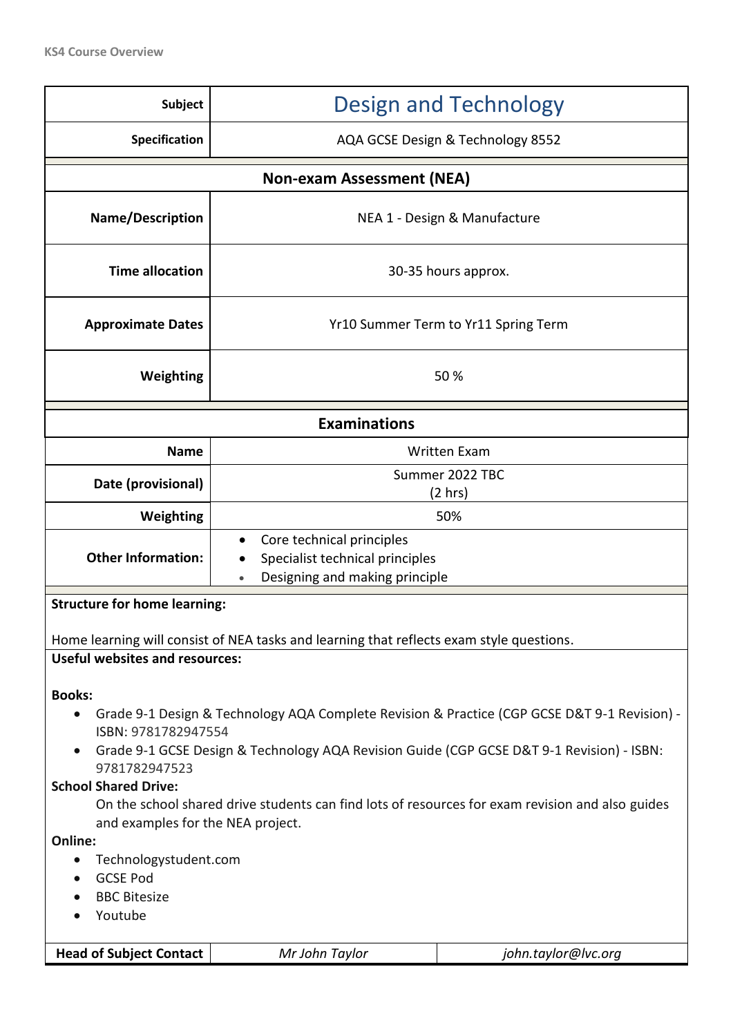KS4 Course Overview

| Subject | Design and Technology |
|---|---|
| Specification | AQA GCSE Design & Technology 8552 |

| Non-exam Assessment (NEA) | |
|---|---|
| Name/Description | NEA 1 - Design & Manufacture |
| Time allocation | 30-35 hours approx. |
| Approximate Dates | Yr10 Summer Term to Yr11 Spring Term |
| Weighting | 50 % |

| Examinations | |
|---|---|
| Name | Written Exam |
| Date (provisional) | Summer 2022 TBC (2 hrs) |
| Weighting | 50% |
| Other Information: | • Core technical principles<br>• Specialist technical principles<br>• Designing and making principle |

**Structure for home learning:**

Home learning will consist of NEA tasks and learning that reflects exam style questions.

**Useful websites and resources:**

**Books:**

- Grade 9-1 Design & Technology AQA Complete Revision & Practice (CGP GCSE D&T 9-1 Revision) - ISBN: 9781782947554
- Grade 9-1 GCSE Design & Technology AQA Revision Guide (CGP GCSE D&T 9-1 Revision) - ISBN: 9781782947523

**School Shared Drive:**

On the school shared drive students can find lots of resources for exam revision and also guides and examples for the NEA project.

**Online:**

- Technologystudent.com
- GCSE Pod
- BBC Bitesize
- Youtube

| Head of Subject Contact | *Mr John Taylor* | *john.taylor@lvc.org* |
|---|---|---|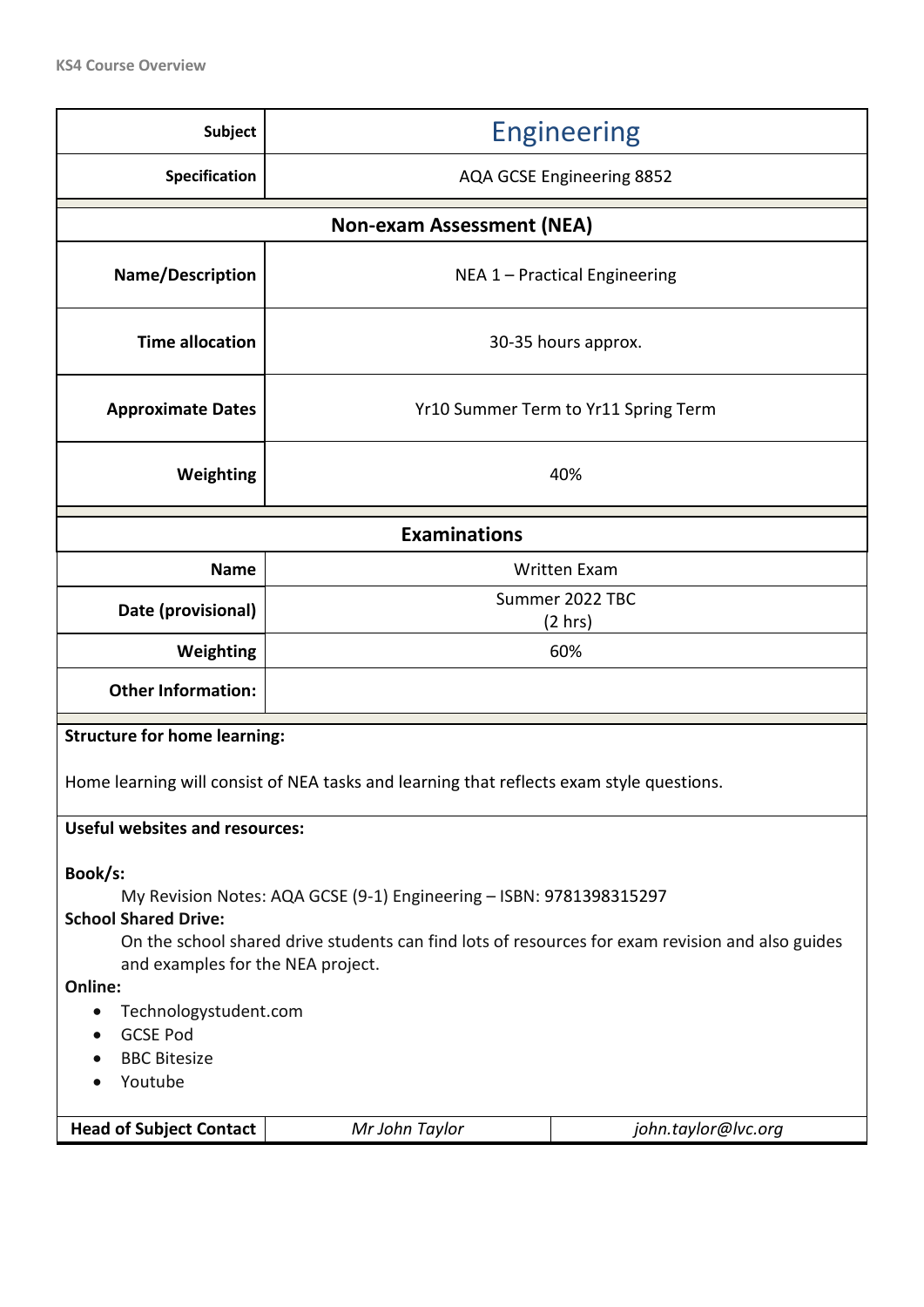| Subject | Engineering |
|---|---|
| **Specification** | AQA GCSE Engineering 8852 |

| Non-exam Assessment (NEA) | |
|---|---|
| **Name/Description** | NEA 1 – Practical Engineering |
| **Time allocation** | 30-35 hours approx. |
| **Approximate Dates** | Yr10 Summer Term to Yr11 Spring Term |
| **Weighting** | 40% |

| Examinations | |
|---|---|
| **Name** | Written Exam |
| **Date (provisional)** | Summer 2022 TBC (2 hrs) |
| **Weighting** | 60% |
| **Other Information:** | |

**Structure for home learning:**

Home learning will consist of NEA tasks and learning that reflects exam style questions.

**Useful websites and resources:**

**Book/s:**

My Revision Notes: AQA GCSE (9-1) Engineering – ISBN: 9781398315297

**School Shared Drive:**

On the school shared drive students can find lots of resources for exam revision and also guides and examples for the NEA project.

**Online:**

- Technologystudent.com
- GCSE Pod
- BBC Bitesize
- Youtube

| Head of Subject Contact | *Mr John Taylor* | *john.taylor@lvc.org* |
|---|---|---|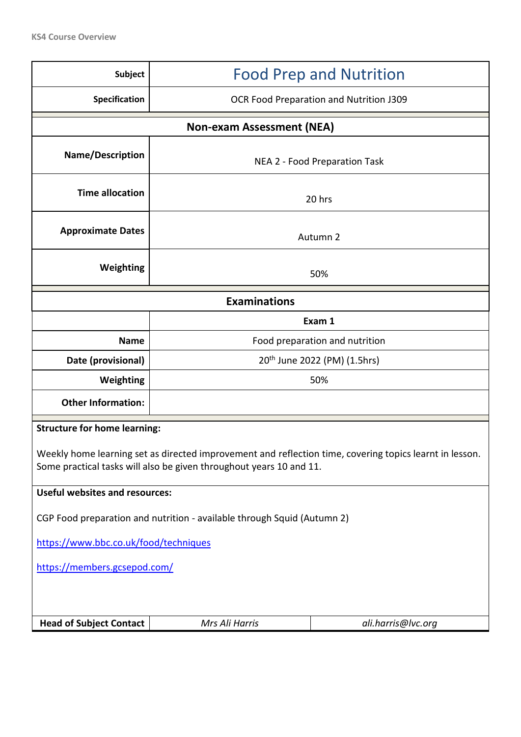KS4 Course Overview

| Subject | Food Prep and Nutrition |
|---|---|
| Specification | OCR Food Preparation and Nutrition J309 |

**Non-exam Assessment (NEA)**

| Name/Description | NEA 2 - Food Preparation Task |
|---|---|
| Time allocation | 20 hrs |
| Approximate Dates | Autumn 2 |
| Weighting | 50% |

**Examinations**

| | Exam 1 |
|---|---|
| Name | Food preparation and nutrition |
| Date (provisional) | 20th June 2022 (PM) (1.5hrs) |
| Weighting | 50% |
| Other Information: | |

**Structure for home learning:**

Weekly home learning set as directed improvement and reflection time, covering topics learnt in lesson. Some practical tasks will also be given throughout years 10 and 11.

**Useful websites and resources:**

CGP Food preparation and nutrition - available through Squid (Autumn 2)

https://www.bbc.co.uk/food/techniques

https://members.gcsepod.com/

| Head of Subject Contact | *Mrs Ali Harris* | *ali.harris@lvc.org* |
|---|---|---|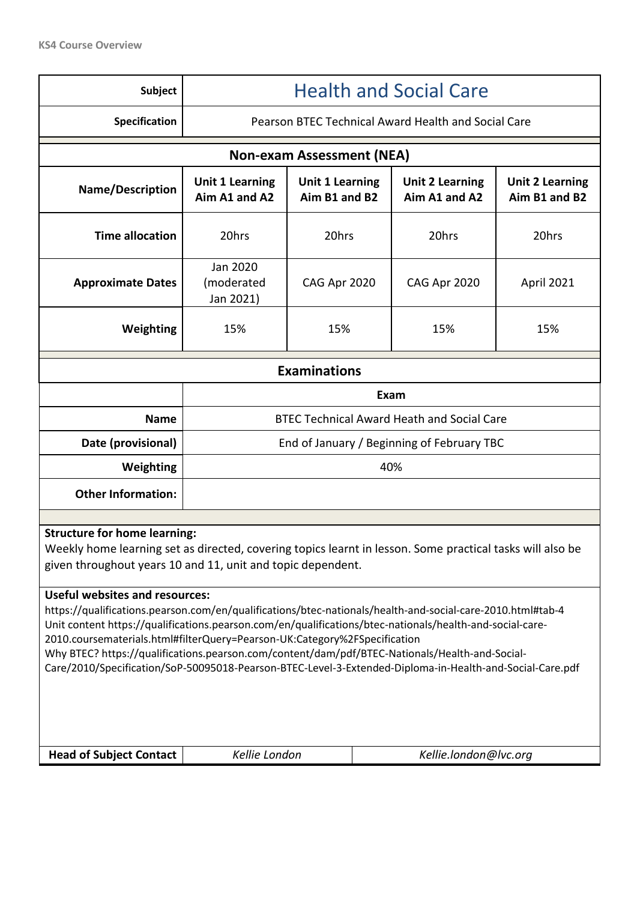KS4 Course Overview

| Subject | Health and Social Care | | | |
|---|---|---|---|---|
| Specification | Pearson BTEC Technical Award Health and Social Care | | | |

**Non-exam Assessment (NEA)**

| Name/Description | Unit 1 Learning Aim A1 and A2 | Unit 1 Learning Aim B1 and B2 | Unit 2 Learning Aim A1 and A2 | Unit 2 Learning Aim B1 and B2 |
|---|---|---|---|---|
| Time allocation | 20hrs | 20hrs | 20hrs | 20hrs |
| Approximate Dates | Jan 2020 (moderated Jan 2021) | CAG Apr 2020 | CAG Apr 2020 | April 2021 |
| Weighting | 15% | 15% | 15% | 15% |

**Examinations**

| | Exam |
|---|---|
| Name | BTEC Technical Award Heath and Social Care |
| Date (provisional) | End of January / Beginning of February TBC |
| Weighting | 40% |
| Other Information: | |

**Structure for home learning:**
Weekly home learning set as directed, covering topics learnt in lesson. Some practical tasks will also be given throughout years 10 and 11, unit and topic dependent.

**Useful websites and resources:**
https://qualifications.pearson.com/en/qualifications/btec-nationals/health-and-social-care-2010.html#tab-4
Unit content https://qualifications.pearson.com/en/qualifications/btec-nationals/health-and-social-care-2010.coursematerials.html#filterQuery=Pearson-UK:Category%2FSpecification
Why BTEC? https://qualifications.pearson.com/content/dam/pdf/BTEC-Nationals/Health-and-Social-Care/2010/Specification/SoP-50095018-Pearson-BTEC-Level-3-Extended-Diploma-in-Health-and-Social-Care.pdf

| Head of Subject Contact | *Kellie London* | *Kellie.london@lvc.org* |
|---|---|---|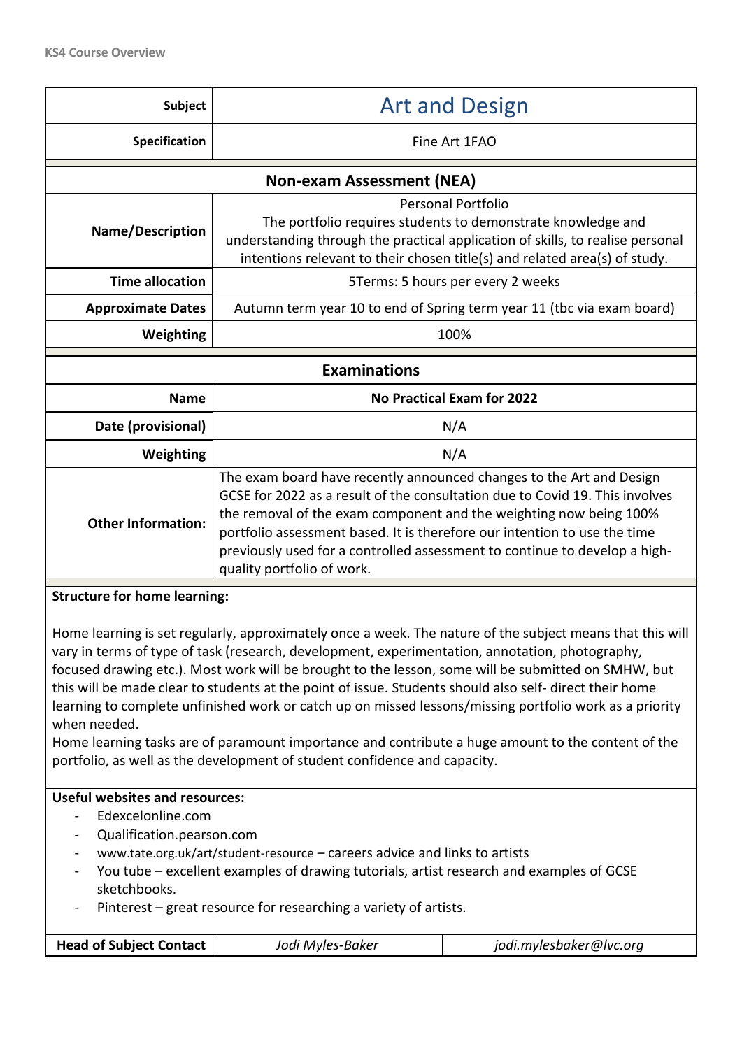**KS4 Course Overview**

| Subject | Art and Design |
| --- | --- |
| Specification | Fine Art 1FAO |

**Non-exam Assessment (NEA)**

| | |
| --- | --- |
| Name/Description | Personal Portfolio<br>The portfolio requires students to demonstrate knowledge and understanding through the practical application of skills, to realise personal intentions relevant to their chosen title(s) and related area(s) of study. |
| Time allocation | 5Terms: 5 hours per every 2 weeks |
| Approximate Dates | Autumn term year 10 to end of Spring term year 11 (tbc via exam board) |
| Weighting | 100% |

**Examinations**

| | |
| --- | --- |
| Name | **No Practical Exam for 2022** |
| Date (provisional) | N/A |
| Weighting | N/A |
| Other Information: | The exam board have recently announced changes to the Art and Design GCSE for 2022 as a result of the consultation due to Covid 19. This involves the removal of the exam component and the weighting now being 100% portfolio assessment based. It is therefore our intention to use the time previously used for a controlled assessment to continue to develop a high-quality portfolio of work. |

**Structure for home learning:**

Home learning is set regularly, approximately once a week. The nature of the subject means that this will vary in terms of type of task (research, development, experimentation, annotation, photography, focused drawing etc.). Most work will be brought to the lesson, some will be submitted on SMHW, but this will be made clear to students at the point of issue. Students should also self- direct their home learning to complete unfinished work or catch up on missed lessons/missing portfolio work as a priority when needed.

Home learning tasks are of paramount importance and contribute a huge amount to the content of the portfolio, as well as the development of student confidence and capacity.

**Useful websites and resources:**

- Edexcelonline.com
- Qualification.pearson.com
- www.tate.org.uk/art/student-resource – careers advice and links to artists
- You tube – excellent examples of drawing tutorials, artist research and examples of GCSE sketchbooks.
- Pinterest – great resource for researching a variety of artists.

| Head of Subject Contact | *Jodi Myles-Baker* | *jodi.mylesbaker@lvc.org* |
| --- | --- | --- |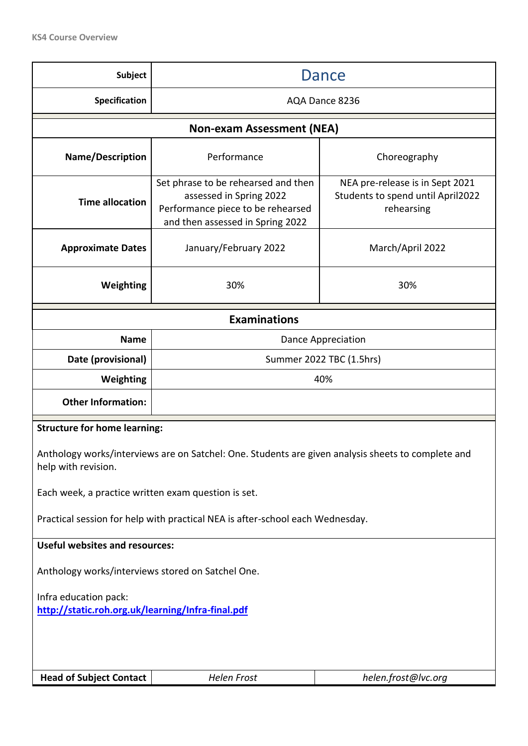KS4 Course Overview

| Subject | Dance | |
|---|---|---|
| Specification | AQA Dance 8236 | |
| **Non-exam Assessment (NEA)** | | |
| Name/Description | Performance | Choreography |
| Time allocation | Set phrase to be rehearsed and then assessed in Spring 2022<br>Performance piece to be rehearsed and then assessed in Spring 2022 | NEA pre-release is in Sept 2021<br>Students to spend until April2022 rehearsing |
| Approximate Dates | January/February 2022 | March/April 2022 |
| Weighting | 30% | 30% |
| **Examinations** | | |
| Name | Dance Appreciation | |
| Date (provisional) | Summer 2022 TBC (1.5hrs) | |
| Weighting | 40% | |
| Other Information: | | |

**Structure for home learning:**

Anthology works/interviews are on Satchel: One. Students are given analysis sheets to complete and help with revision.

Each week, a practice written exam question is set.

Practical session for help with practical NEA is after-school each Wednesday.

**Useful websites and resources:**

Anthology works/interviews stored on Satchel One.

Infra education pack:
**http://static.roh.org.uk/learning/Infra-final.pdf**

| Head of Subject Contact | *Helen Frost* | *helen.frost@lvc.org* |
|---|---|---|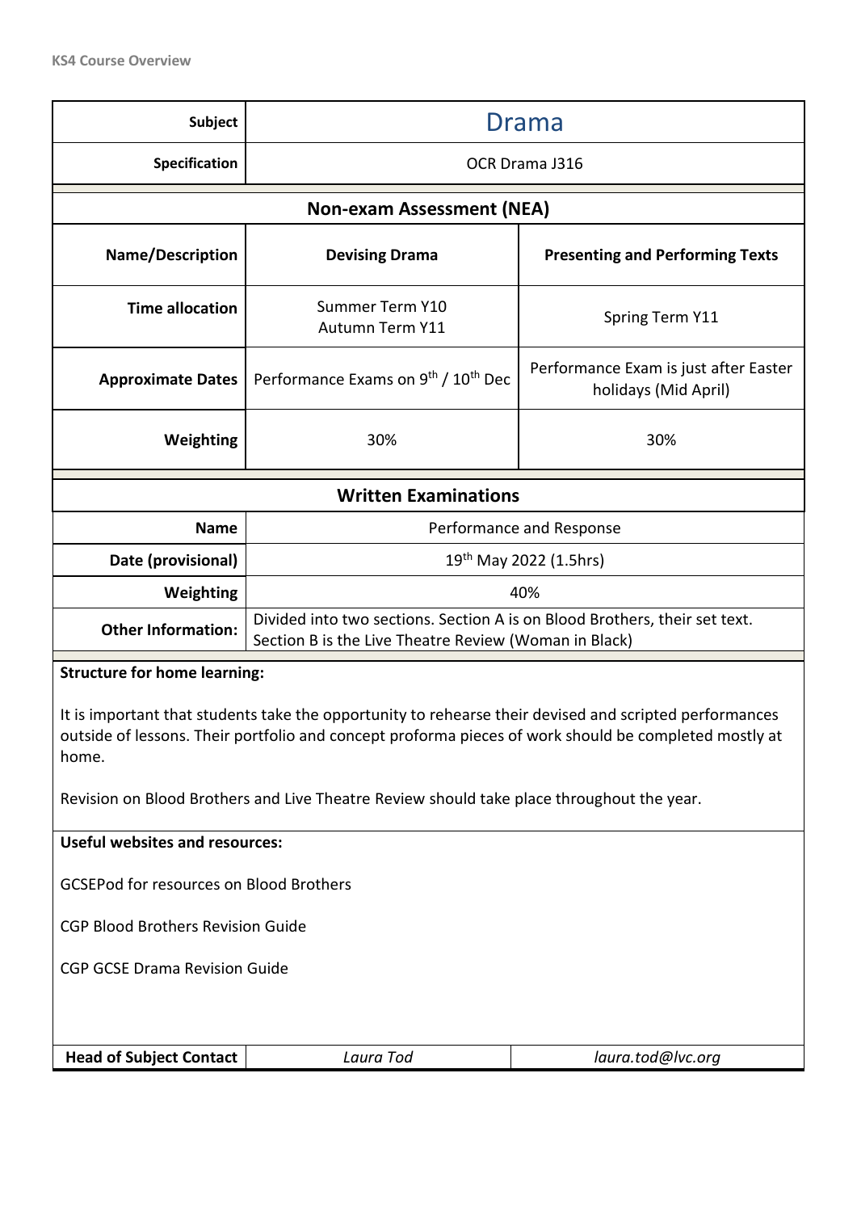KS4 Course Overview

| Subject | Drama | |
|---|---|---|
| Specification | OCR Drama J316 | |
| **Non-exam Assessment (NEA)** | | |
| Name/Description | **Devising Drama** | **Presenting and Performing Texts** |
| Time allocation | Summer Term Y10<br>Autumn Term Y11 | Spring Term Y11 |
| Approximate Dates | Performance Exams on 9th / 10th Dec | Performance Exam is just after Easter holidays (Mid April) |
| Weighting | 30% | 30% |

| **Written Examinations** | |
|---|---|
| Name | Performance and Response |
| Date (provisional) | 19th May 2022 (1.5hrs) |
| Weighting | 40% |
| Other Information: | Divided into two sections. Section A is on Blood Brothers, their set text. Section B is the Live Theatre Review (Woman in Black) |

**Structure for home learning:**

It is important that students take the opportunity to rehearse their devised and scripted performances outside of lessons. Their portfolio and concept proforma pieces of work should be completed mostly at home.

Revision on Blood Brothers and Live Theatre Review should take place throughout the year.

**Useful websites and resources:**

GCSEPod for resources on Blood Brothers

CGP Blood Brothers Revision Guide

CGP GCSE Drama Revision Guide

| Head of Subject Contact | *Laura Tod* | *laura.tod@lvc.org* |
|---|---|---|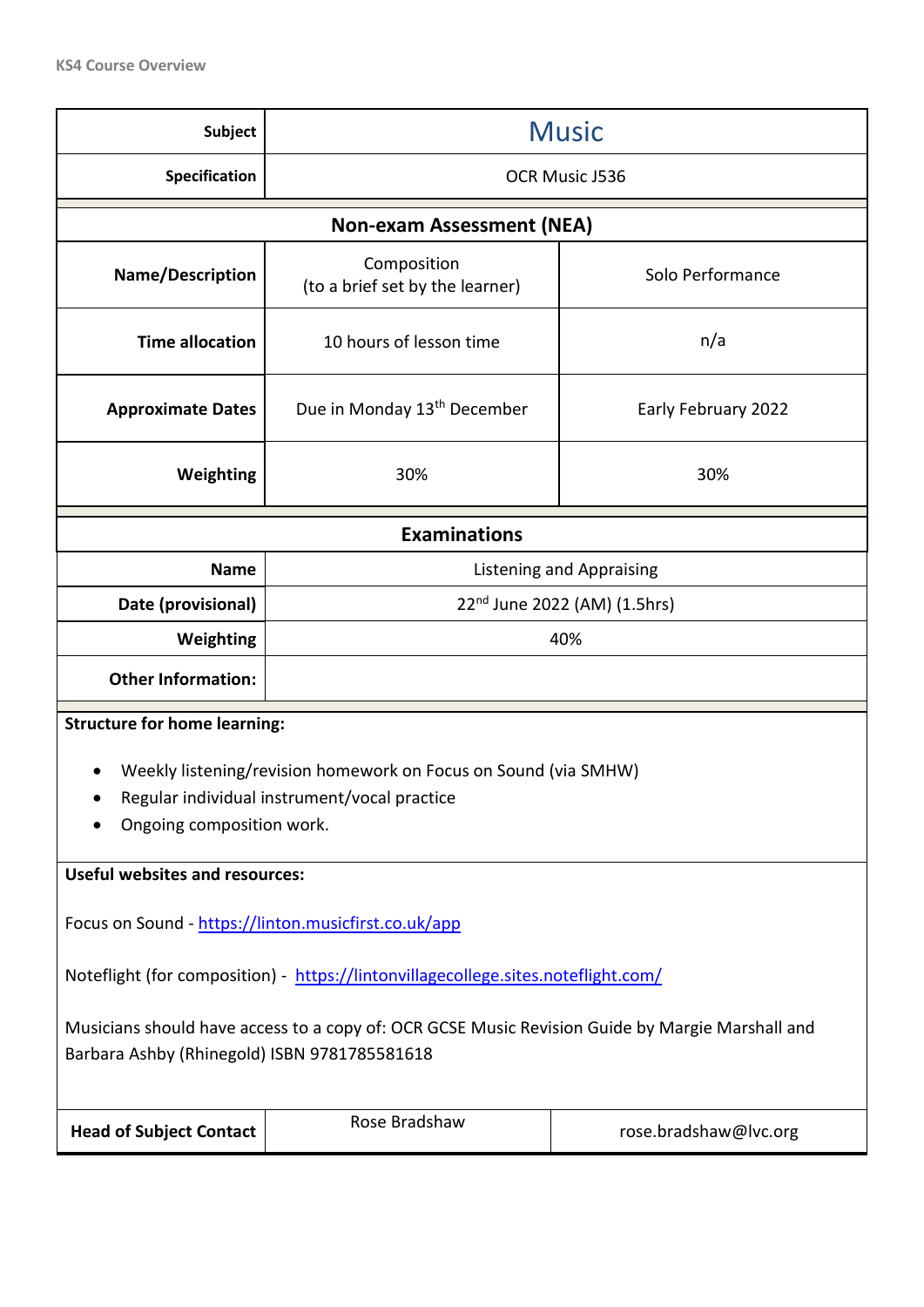KS4 Course Overview

| Subject | Music | |
|---|---|---|
| Specification | OCR Music J536 | |
| **Non-exam Assessment (NEA)** | | |
| **Name/Description** | Composition (to a brief set by the learner) | Solo Performance |
| **Time allocation** | 10 hours of lesson time | n/a |
| **Approximate Dates** | Due in Monday 13th December | Early February 2022 |
| **Weighting** | 30% | 30% |

| **Examinations** | |
|---|---|
| **Name** | Listening and Appraising |
| **Date (provisional)** | 22nd June 2022 (AM) (1.5hrs) |
| **Weighting** | 40% |
| **Other Information:** | |

**Structure for home learning:**

- Weekly listening/revision homework on Focus on Sound (via SMHW)
- Regular individual instrument/vocal practice
- Ongoing composition work.

**Useful websites and resources:**

Focus on Sound - https://linton.musicfirst.co.uk/app

Noteflight (for composition) - https://lintonvillagecollege.sites.noteflight.com/

Musicians should have access to a copy of: OCR GCSE Music Revision Guide by Margie Marshall and Barbara Ashby (Rhinegold) ISBN 9781785581618

| **Head of Subject Contact** | Rose Bradshaw | rose.bradshaw@lvc.org |
|---|---|---|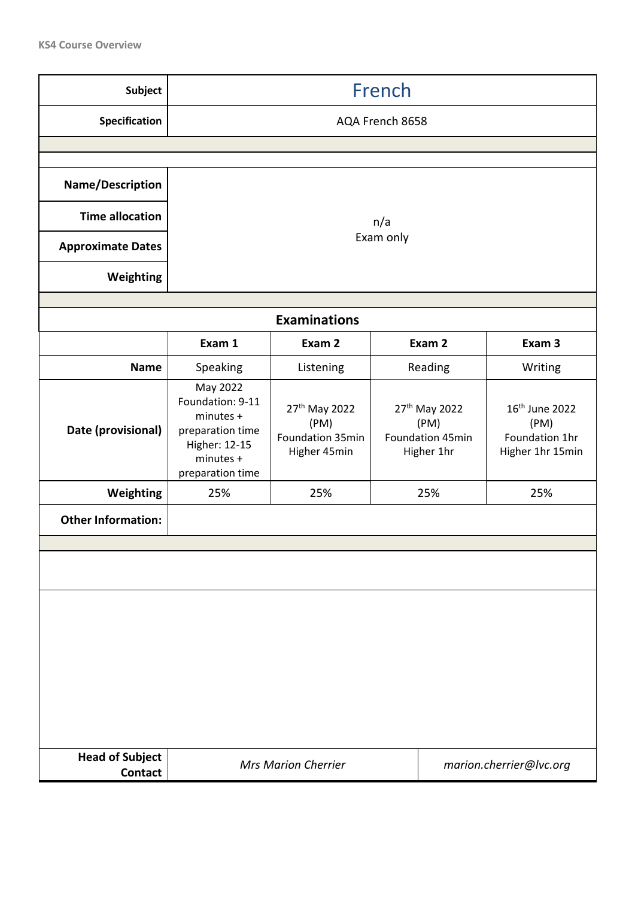KS4 Course Overview

| Subject | French |
|---|---|
| Specification | AQA French 8658 |
| | |
| Name/Description | n/a Exam only |
| Time allocation | |
| Approximate Dates | |
| Weighting | |

| Examinations | | | | |
|---|---|---|---|---|
| | Exam 1 | Exam 2 | Exam 2 | Exam 3 |
| Name | Speaking | Listening | Reading | Writing |
| Date (provisional) | May 2022 Foundation: 9-11 minutes + preparation time Higher: 12-15 minutes + preparation time | 27th May 2022 (PM) Foundation 35min Higher 45min | 27th May 2022 (PM) Foundation 45min Higher 1hr | 16th June 2022 (PM) Foundation 1hr Higher 1hr 15min |
| Weighting | 25% | 25% | 25% | 25% |
| Other Information: | | | | |

| Head of Subject Contact | *Mrs Marion Cherrier* | *marion.cherrier@lvc.org* |
|---|---|---|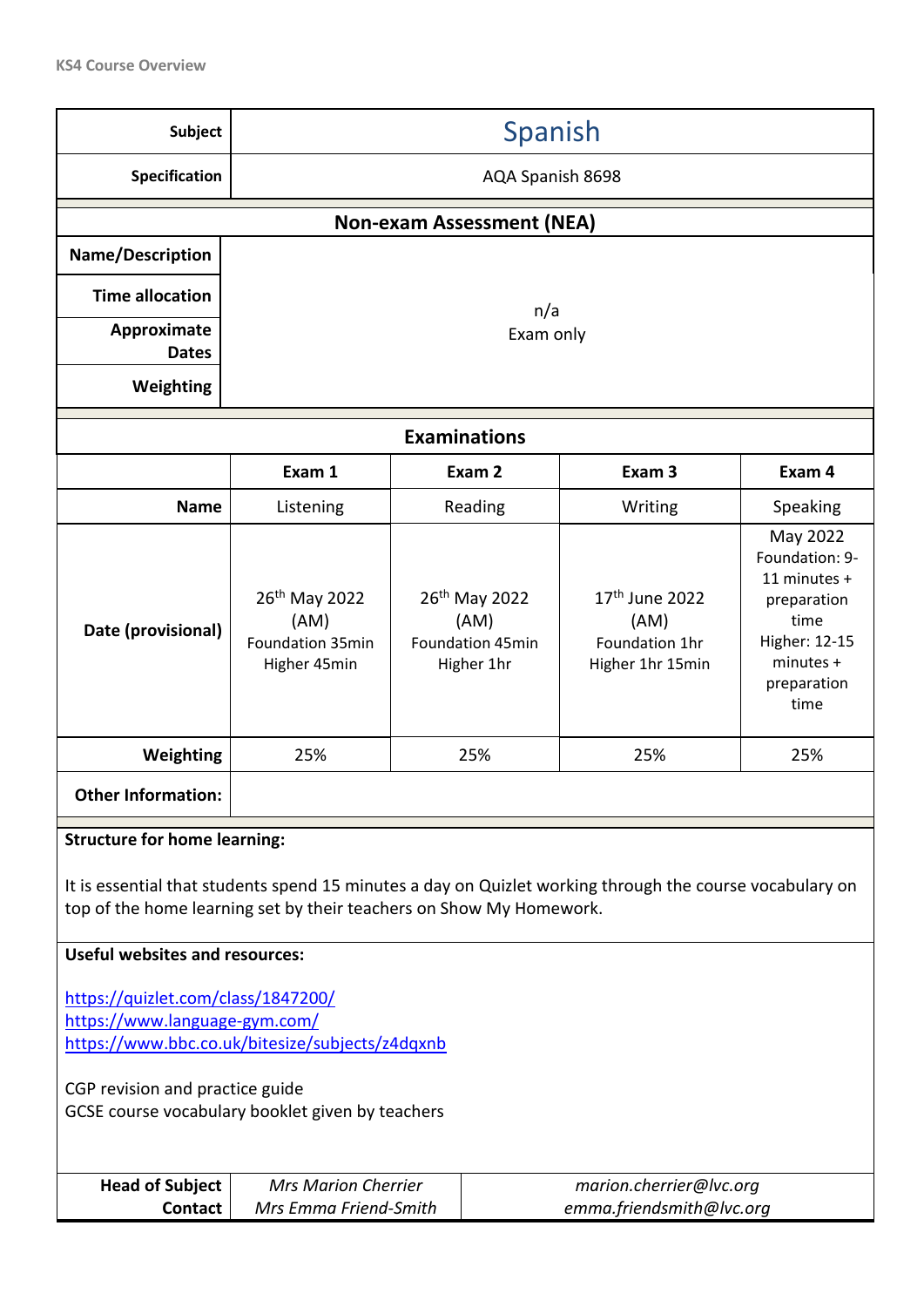KS4 Course Overview

| Subject | Spanish |
|---|---|
| Specification | AQA Spanish 8698 |

**Non-exam Assessment (NEA)**

| Name/Description | n/a Exam only |
|---|---|
| Time allocation | |
| Approximate Dates | |
| Weighting | |

**Examinations**

| | Exam 1 | Exam 2 | Exam 3 | Exam 4 |
|---|---|---|---|---|
| **Name** | Listening | Reading | Writing | Speaking |
| **Date (provisional)** | 26th May 2022 (AM) Foundation 35min Higher 45min | 26th May 2022 (AM) Foundation 45min Higher 1hr | 17th June 2022 (AM) Foundation 1hr Higher 1hr 15min | May 2022 Foundation: 9-11 minutes + preparation time Higher: 12-15 minutes + preparation time |
| **Weighting** | 25% | 25% | 25% | 25% |
| **Other Information:** | | | | |

**Structure for home learning:**

It is essential that students spend 15 minutes a day on Quizlet working through the course vocabulary on top of the home learning set by their teachers on Show My Homework.

**Useful websites and resources:**

https://quizlet.com/class/1847200/
https://www.language-gym.com/
https://www.bbc.co.uk/bitesize/subjects/z4dqxnb

CGP revision and practice guide
GCSE course vocabulary booklet given by teachers

| Head of Subject Contact | *Mrs Marion Cherrier* *Mrs Emma Friend-Smith* | *marion.cherrier@lvc.org* *emma.friendsmith@lvc.org* |
|---|---|---|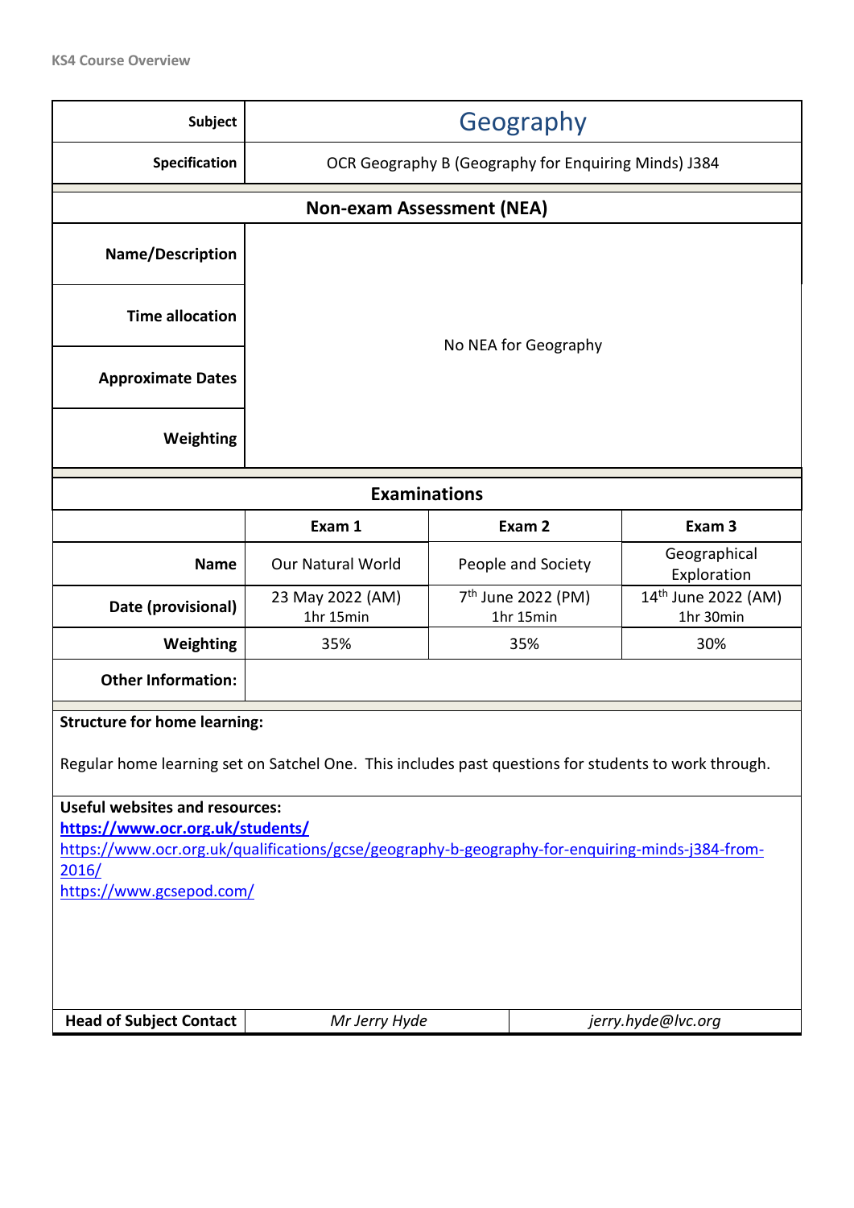KS4 Course Overview

| Subject | Geography |
|---|---|
| Specification | OCR Geography B (Geography for Enquiring Minds) J384 |

**Non-exam Assessment (NEA)**

| Name/Description | No NEA for Geography |
|---|---|
| Time allocation | |
| Approximate Dates | |
| Weighting | |

**Examinations**

| | Exam 1 | Exam 2 | Exam 3 |
|---|---|---|---|
| **Name** | Our Natural World | People and Society | Geographical Exploration |
| **Date (provisional)** | 23 May 2022 (AM) 1hr 15min | 7th June 2022 (PM) 1hr 15min | 14th June 2022 (AM) 1hr 30min |
| **Weighting** | 35% | 35% | 30% |
| **Other Information:** | | | |

**Structure for home learning:**

Regular home learning set on Satchel One. This includes past questions for students to work through.

**Useful websites and resources:**

**https://www.ocr.org.uk/students/**

https://www.ocr.org.uk/qualifications/gcse/geography-b-geography-for-enquiring-minds-j384-from-2016/

https://www.gcsepod.com/

| Head of Subject Contact | *Mr Jerry Hyde* | *jerry.hyde@lvc.org* |
|---|---|---|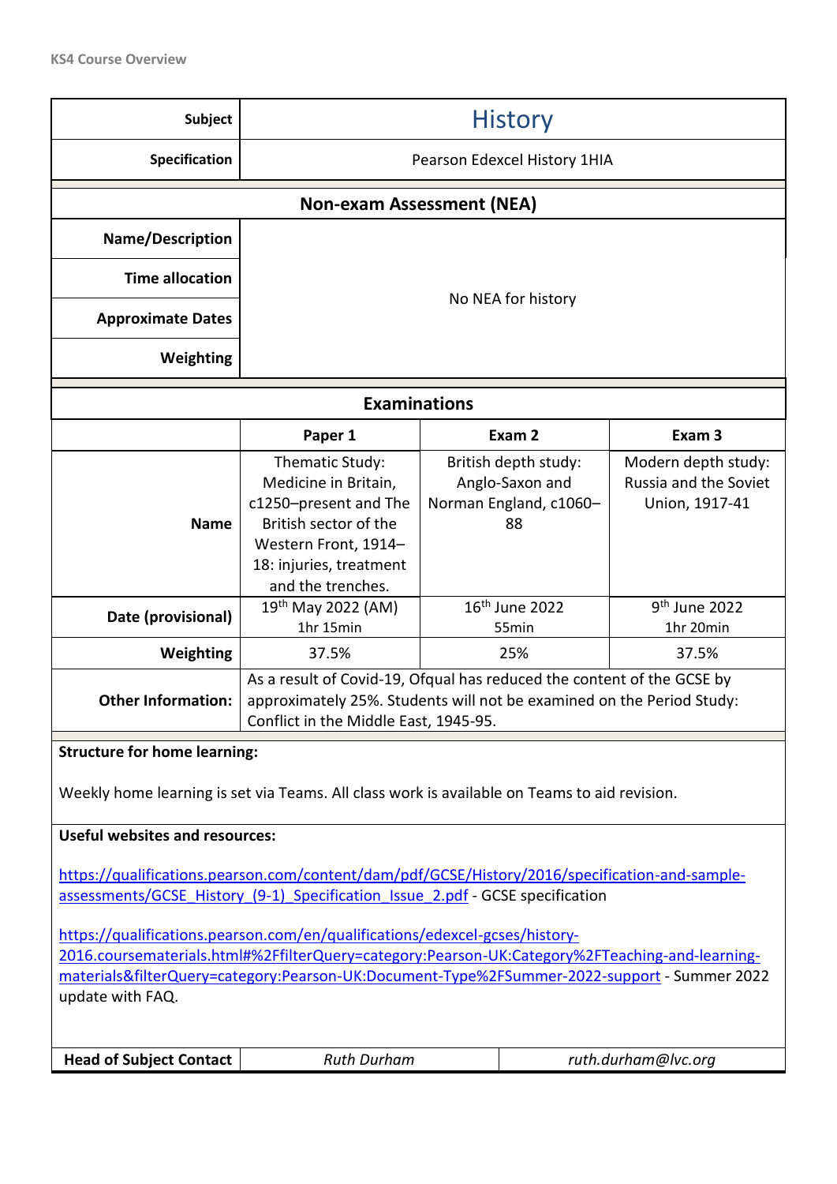KS4 Course Overview

| Subject | History | | |
|---|---|---|---|
| Specification | Pearson Edexcel History 1HIA | | |

**Non-exam Assessment (NEA)**

| | |
|---|---|
| Name/Description | No NEA for history |
| Time allocation | |
| Approximate Dates | |
| Weighting | |

**Examinations**

| | Paper 1 | Exam 2 | Exam 3 |
|---|---|---|---|
| Name | Thematic Study: Medicine in Britain, c1250–present and The British sector of the Western Front, 1914–18: injuries, treatment and the trenches. | British depth study: Anglo-Saxon and Norman England, c1060–88 | Modern depth study: Russia and the Soviet Union, 1917-41 |
| Date (provisional) | 19th May 2022 (AM) 1hr 15min | 16th June 2022 55min | 9th June 2022 1hr 20min |
| Weighting | 37.5% | 25% | 37.5% |
| Other Information: | As a result of Covid-19, Ofqual has reduced the content of the GCSE by approximately 25%. Students will not be examined on the Period Study: Conflict in the Middle East, 1945-95. | | |

**Structure for home learning:**

Weekly home learning is set via Teams. All class work is available on Teams to aid revision.

**Useful websites and resources:**

https://qualifications.pearson.com/content/dam/pdf/GCSE/History/2016/specification-and-sample-assessments/GCSE_History_(9-1)_Specification_Issue_2.pdf - GCSE specification

https://qualifications.pearson.com/en/qualifications/edexcel-gcses/history-2016.coursematerials.html#%2FfilterQuery=category:Pearson-UK:Category%2FTeaching-and-learning-materials&filterQuery=category:Pearson-UK:Document-Type%2FSummer-2022-support - Summer 2022 update with FAQ.

| Head of Subject Contact | *Ruth Durham* | *ruth.durham@lvc.org* |
|---|---|---|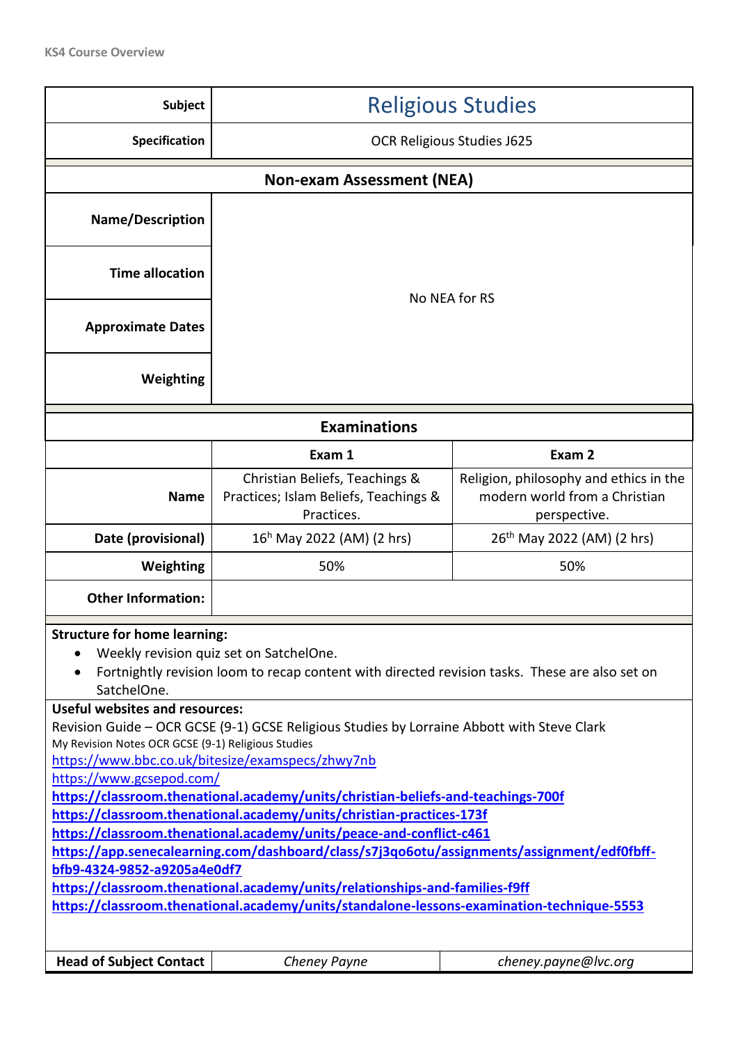KS4 Course Overview

| Subject | Religious Studies | |
|---|---|---|
| Specification | OCR Religious Studies J625 | |
| **Non-exam Assessment (NEA)** | | |
| Name/Description | No NEA for RS | |
| Time allocation | | |
| Approximate Dates | | |
| Weighting | | |
| **Examinations** | | |
| | **Exam 1** | **Exam 2** |
| Name | Christian Beliefs, Teachings & Practices; Islam Beliefs, Teachings & Practices. | Religion, philosophy and ethics in the modern world from a Christian perspective. |
| Date (provisional) | 16h May 2022 (AM) (2 hrs) | 26th May 2022 (AM) (2 hrs) |
| Weighting | 50% | 50% |
| Other Information: | | |

**Structure for home learning:**

- Weekly revision quiz set on SatchelOne.
- Fortnightly revision loom to recap content with directed revision tasks. These are also set on SatchelOne.

**Useful websites and resources:**

Revision Guide – OCR GCSE (9-1) GCSE Religious Studies by Lorraine Abbott with Steve Clark
My Revision Notes OCR GCSE (9-1) Religious Studies
https://www.bbc.co.uk/bitesize/examspecs/zhwy7nb
https://www.gcsepod.com/
**https://classroom.thenational.academy/units/christian-beliefs-and-teachings-700f**
**https://classroom.thenational.academy/units/christian-practices-173f**
**https://classroom.thenational.academy/units/peace-and-conflict-c461**
**https://app.senecalearning.com/dashboard/class/s7j3qo6otu/assignments/assignment/edf0fbff-bfb9-4324-9852-a9205a4e0df7**
**https://classroom.thenational.academy/units/relationships-and-families-f9ff**
**https://classroom.thenational.academy/units/standalone-lessons-examination-technique-5553**

| Head of Subject Contact | *Cheney Payne* | *cheney.payne@lvc.org* |
|---|---|---|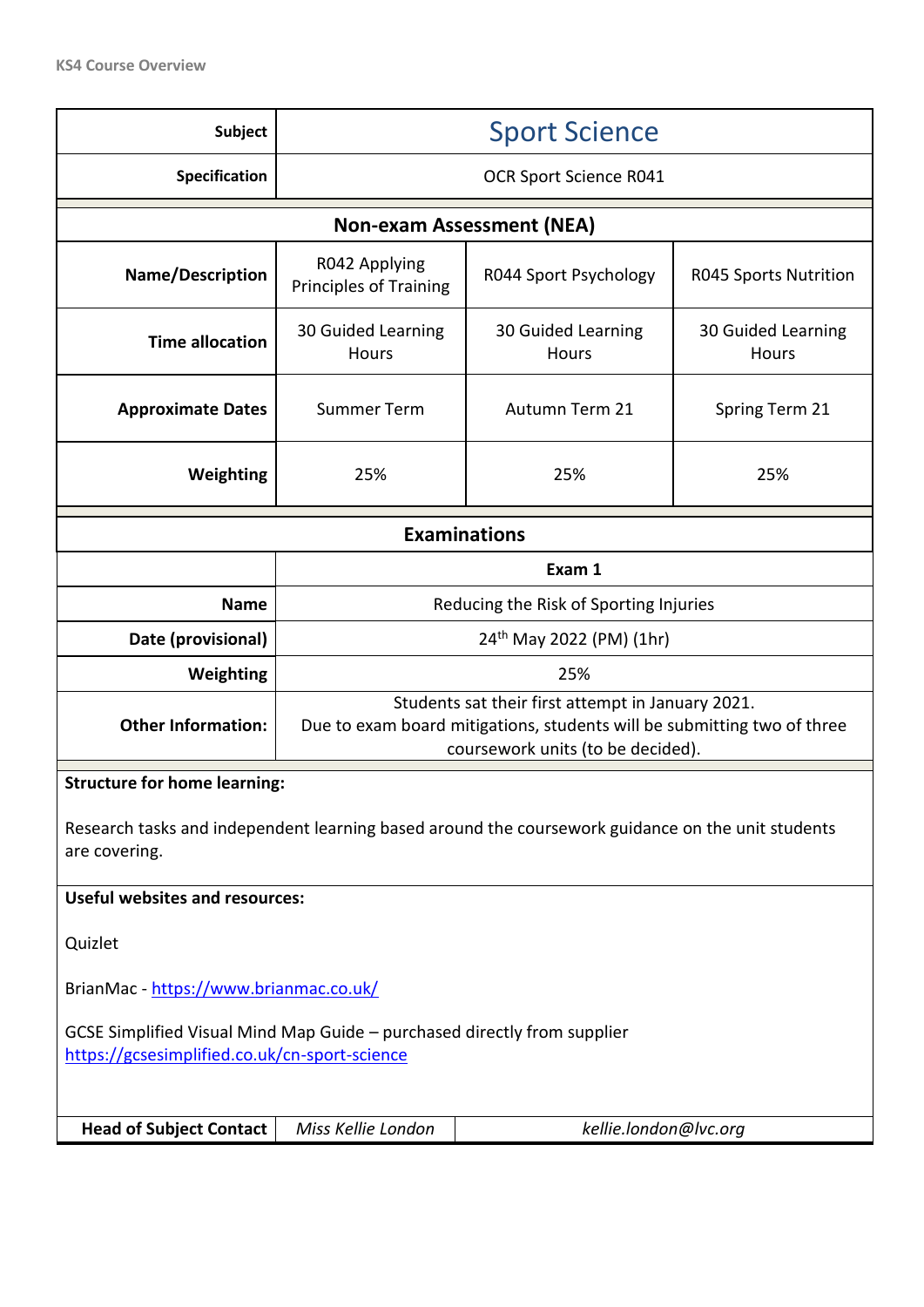KS4 Course Overview

| Subject | Sport Science | | |
|---|---|---|---|
| Specification | OCR Sport Science R041 | | |

**Non-exam Assessment (NEA)**

| Name/Description | R042 Applying Principles of Training | R044 Sport Psychology | R045 Sports Nutrition |
|---|---|---|---|
| Time allocation | 30 Guided Learning Hours | 30 Guided Learning Hours | 30 Guided Learning Hours |
| Approximate Dates | Summer Term | Autumn Term 21 | Spring Term 21 |
| Weighting | 25% | 25% | 25% |

**Examinations**

| | Exam 1 |
|---|---|
| Name | Reducing the Risk of Sporting Injuries |
| Date (provisional) | 24th May 2022 (PM) (1hr) |
| Weighting | 25% |
| Other Information: | Students sat their first attempt in January 2021. Due to exam board mitigations, students will be submitting two of three coursework units (to be decided). |

**Structure for home learning:**

Research tasks and independent learning based around the coursework guidance on the unit students are covering.

**Useful websites and resources:**

Quizlet

BrianMac - https://www.brianmac.co.uk/

GCSE Simplified Visual Mind Map Guide – purchased directly from supplier https://gcsesimplified.co.uk/cn-sport-science

| Head of Subject Contact | *Miss Kellie London* | *kellie.london@lvc.org* |
|---|---|---|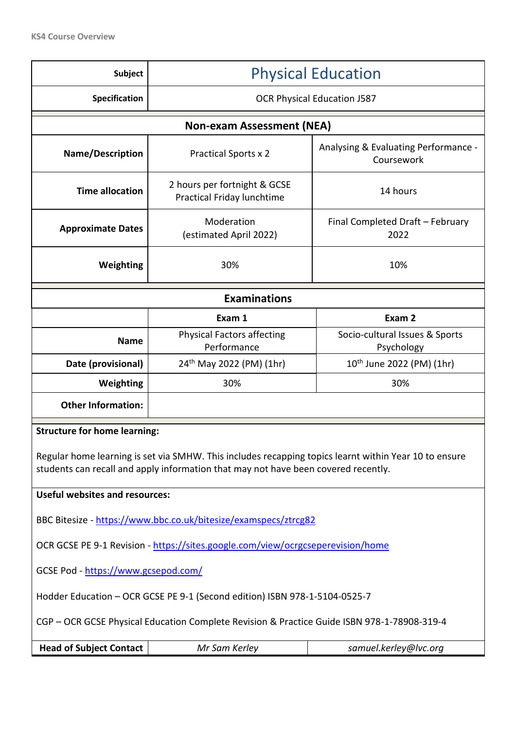KS4 Course Overview

| | | |
|---|---|---|
| **Subject** | Physical Education | |
| **Specification** | OCR Physical Education J587 | |
| **Non-exam Assessment (NEA)** | | |
| **Name/Description** | Practical Sports x 2 | Analysing & Evaluating Performance - Coursework |
| **Time allocation** | 2 hours per fortnight & GCSE Practical Friday lunchtime | 14 hours |
| **Approximate Dates** | Moderation (estimated April 2022) | Final Completed Draft – February 2022 |
| **Weighting** | 30% | 10% |
| **Examinations** | | |
| | **Exam 1** | **Exam 2** |
| **Name** | Physical Factors affecting Performance | Socio-cultural Issues & Sports Psychology |
| **Date (provisional)** | 24th May 2022 (PM) (1hr) | 10th June 2022 (PM) (1hr) |
| **Weighting** | 30% | 30% |
| **Other Information:** | | |

**Structure for home learning:**

Regular home learning is set via SMHW. This includes recapping topics learnt within Year 10 to ensure students can recall and apply information that may not have been covered recently.

**Useful websites and resources:**

BBC Bitesize - https://www.bbc.co.uk/bitesize/examspecs/ztrcg82

OCR GCSE PE 9-1 Revision - https://sites.google.com/view/ocrgcseperevision/home

GCSE Pod - https://www.gcsepod.com/

Hodder Education – OCR GCSE PE 9-1 (Second edition) ISBN 978-1-5104-0525-7

CGP – OCR GCSE Physical Education Complete Revision & Practice Guide ISBN 978-1-78908-319-4

| | | |
|---|---|---|
| **Head of Subject Contact** | *Mr Sam Kerley* | *samuel.kerley@lvc.org* |